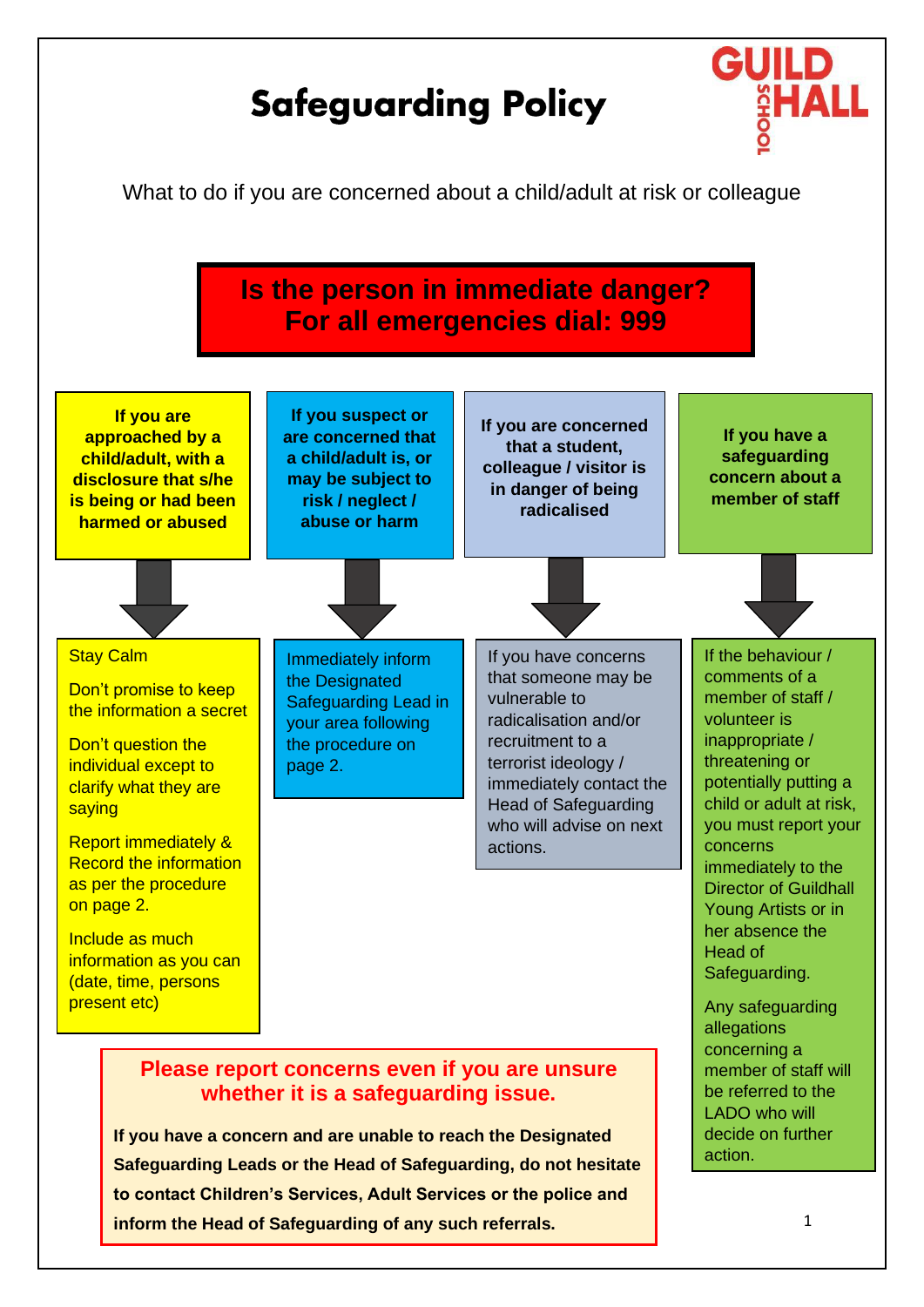# Safeguarding Policy

GUILDHALL SCHOOL

What to do if you are concerned about a child/adult at risk or colleague

**Is the person in immediate danger?**
**For all emergencies dial: 999**

### If you are approached by a child/adult, with a disclosure that s/he is being or had been harmed or abused

Stay Calm

Don't promise to keep the information a secret

Don't question the individual except to clarify what they are saying

Report immediately & Record the information as per the procedure on page 2.

Include as much information as you can (date, time, persons present etc)

### If you suspect or are concerned that a child/adult is, or may be subject to risk / neglect / abuse or harm

Immediately inform the Designated Safeguarding Lead in your area following the procedure on page 2.

### If you are concerned that a student, colleague / visitor is in danger of being radicalised

If you have concerns that someone may be vulnerable to radicalisation and/or recruitment to a terrorist ideology / immediately contact the Head of Safeguarding who will advise on next actions.

### If you have a safeguarding concern about a member of staff

If the behaviour / comments of a member of staff / volunteer is inappropriate / threatening or potentially putting a child or adult at risk, you must report your concerns immediately to the Director of Guildhall Young Artists or in her absence the Head of Safeguarding.

Any safeguarding allegations concerning a member of staff will be referred to the LADO who will decide on further action.

**Please report concerns even if you are unsure whether it is a safeguarding issue.**

**If you have a concern and are unable to reach the Designated Safeguarding Leads or the Head of Safeguarding, do not hesitate to contact Children's Services, Adult Services or the police and inform the Head of Safeguarding of any such referrals.**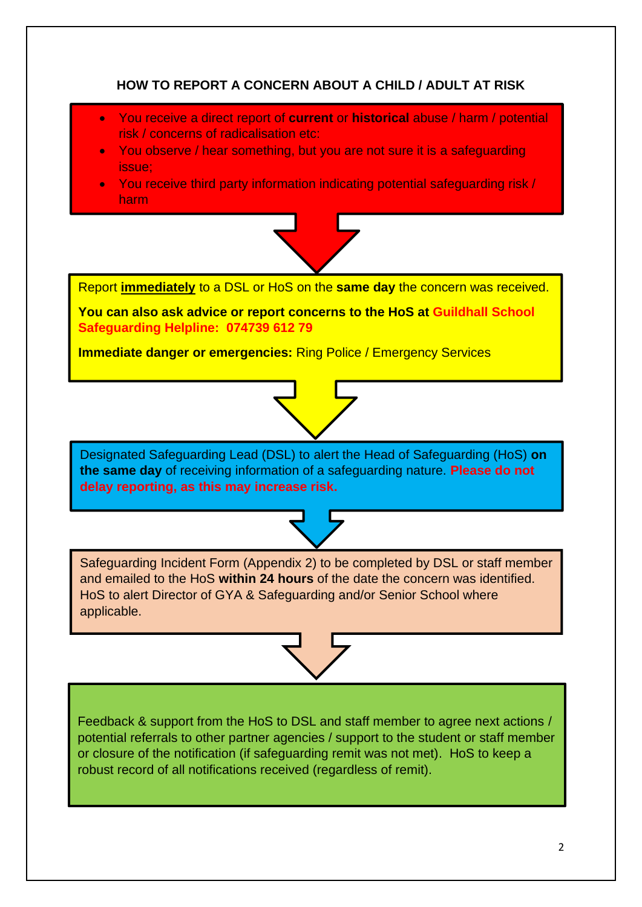## HOW TO REPORT A CONCERN ABOUT A CHILD / ADULT AT RISK

- You receive a direct report of **current** or **historical** abuse / harm / potential risk / concerns of radicalisation etc:
- You observe / hear something, but you are not sure it is a safeguarding issue;
- You receive third party information indicating potential safeguarding risk / harm

↓

Report **immediately** to a DSL or HoS on the **same day** the concern was received.

**You can also ask advice or report concerns to the HoS at Guildhall School Safeguarding Helpline: 074739 612 79**

**Immediate danger or emergencies:** Ring Police / Emergency Services

↓

Designated Safeguarding Lead (DSL) to alert the Head of Safeguarding (HoS) **on the same day** of receiving information of a safeguarding nature. **Please do not delay reporting, as this may increase risk.**

↓

Safeguarding Incident Form (Appendix 2) to be completed by DSL or staff member and emailed to the HoS **within 24 hours** of the date the concern was identified. HoS to alert Director of GYA & Safeguarding and/or Senior School where applicable.

↓

Feedback & support from the HoS to DSL and staff member to agree next actions / potential referrals to other partner agencies / support to the student or staff member or closure of the notification (if safeguarding remit was not met). HoS to keep a robust record of all notifications received (regardless of remit).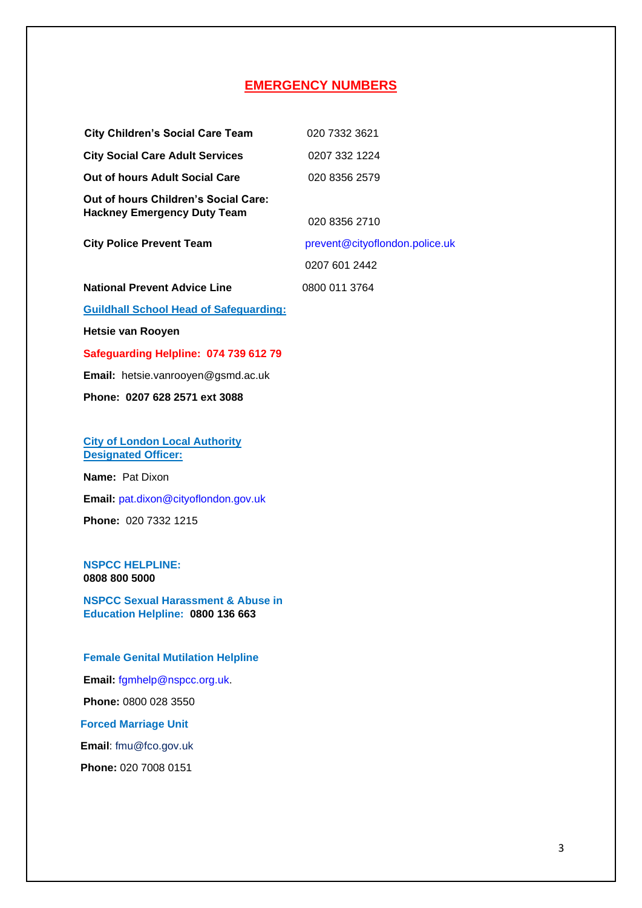# EMERGENCY NUMBERS

| | |
|---|---|
| **City Children's Social Care Team** | 020 7332 3621 |
| **City Social Care Adult Services** | 0207 332 1224 |
| **Out of hours Adult Social Care** | 020 8356 2579 |
| **Out of hours Children's Social Care: Hackney Emergency Duty Team** | 020 8356 2710 |
| **City Police Prevent Team** | prevent@cityoflondon.police.uk |
| | 0207 601 2442 |
| **National Prevent Advice Line** | 0800 011 3764 |

**Guildhall School Head of Safeguarding:**

**Hetsie van Rooyen**

**Safeguarding Helpline: 074 739 612 79**

**Email:** hetsie.vanrooyen@gsmd.ac.uk

**Phone: 0207 628 2571 ext 3088**

**City of London Local Authority Designated Officer:**

**Name:** Pat Dixon

**Email:** pat.dixon@cityoflondon.gov.uk

**Phone:** 020 7332 1215

**NSPCC HELPLINE:**
**0808 800 5000**

**NSPCC Sexual Harassment & Abuse in Education Helpline: 0800 136 663**

**Female Genital Mutilation Helpline**

**Email:** fgmhelp@nspcc.org.uk.

**Phone:** 0800 028 3550

**Forced Marriage Unit**

**Email**: fmu@fco.gov.uk

**Phone:** 020 7008 0151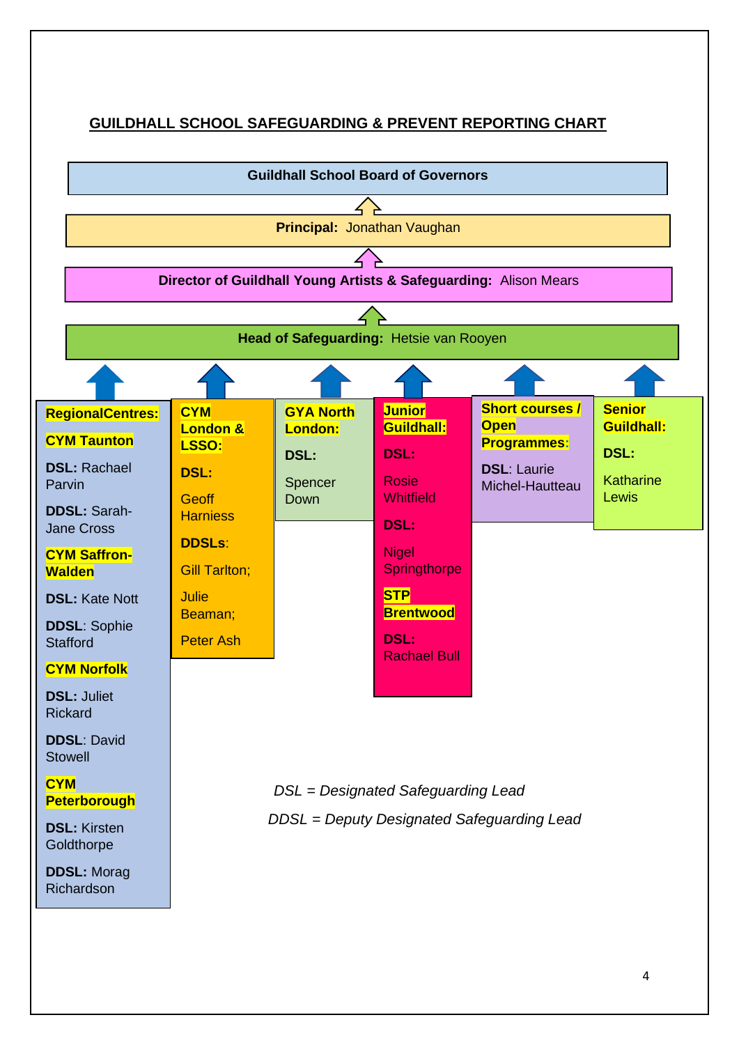## GUILDHALL SCHOOL SAFEGUARDING & PREVENT REPORTING CHART

**Guildhall School Board of Governors**

↑

**Principal:** Jonathan Vaughan

↑

**Director of Guildhall Young Artists & Safeguarding:** Alison Mears

↑

**Head of Safeguarding:** Hetsie van Rooyen

↑

**RegionalCentres:**

**CYM Taunton**

**DSL:** Rachael Parvin

**DDSL:** Sarah-Jane Cross

**CYM Saffron-Walden**

**DSL:** Kate Nott

**DDSL**: Sophie Stafford

**CYM Norfolk**

**DSL:** Juliet Rickard

**DDSL**: David Stowell

**CYM Peterborough**

**DSL:** Kirsten Goldthorpe

**DDSL:** Morag Richardson

---

**CYM London & LSSO:**

**DSL:**

Geoff Harniess

**DDSLs**:

Gill Tarlton;

Julie Beaman;

Peter Ash

---

**GYA North London:**

**DSL:**

Spencer Down

---

**Junior Guildhall:**

**DSL:**

Rosie Whitfield

**DSL:**

Nigel Springthorpe

**STP Brentwood**

**DSL:** Rachael Bull

---

**Short courses / Open Programmes**:

**DSL**: Laurie Michel-Hautteau

---

**Senior Guildhall:**

**DSL:**

Katharine Lewis

---

*DSL = Designated Safeguarding Lead*

*DDSL = Deputy Designated Safeguarding Lead*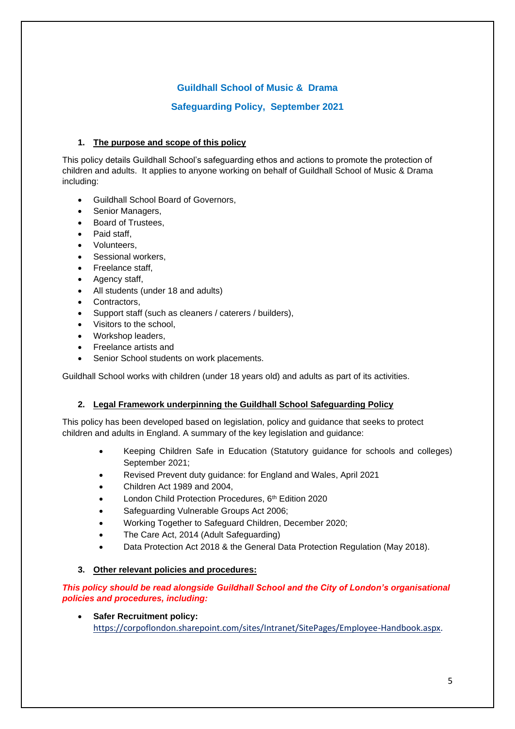## Guildhall School of Music & Drama

## Safeguarding Policy, September 2021

### 1. The purpose and scope of this policy

This policy details Guildhall School's safeguarding ethos and actions to promote the protection of children and adults. It applies to anyone working on behalf of Guildhall School of Music & Drama including:

- Guildhall School Board of Governors,
- Senior Managers,
- Board of Trustees,
- Paid staff,
- Volunteers,
- Sessional workers,
- Freelance staff,
- Agency staff,
- All students (under 18 and adults)
- Contractors,
- Support staff (such as cleaners / caterers / builders),
- Visitors to the school,
- Workshop leaders,
- Freelance artists and
- Senior School students on work placements.

Guildhall School works with children (under 18 years old) and adults as part of its activities.

### 2. Legal Framework underpinning the Guildhall School Safeguarding Policy

This policy has been developed based on legislation, policy and guidance that seeks to protect children and adults in England. A summary of the key legislation and guidance:

- Keeping Children Safe in Education (Statutory guidance for schools and colleges) September 2021;
- Revised Prevent duty guidance: for England and Wales, April 2021
- Children Act 1989 and 2004,
- London Child Protection Procedures, 6th Edition 2020
- Safeguarding Vulnerable Groups Act 2006;
- Working Together to Safeguard Children, December 2020;
- The Care Act, 2014 (Adult Safeguarding)
- Data Protection Act 2018 & the General Data Protection Regulation (May 2018).

### 3. Other relevant policies and procedures:

***This policy should be read alongside Guildhall School and the City of London's organisational policies and procedures, including:***

- **Safer Recruitment policy:** https://corpoflondon.sharepoint.com/sites/Intranet/SitePages/Employee-Handbook.aspx.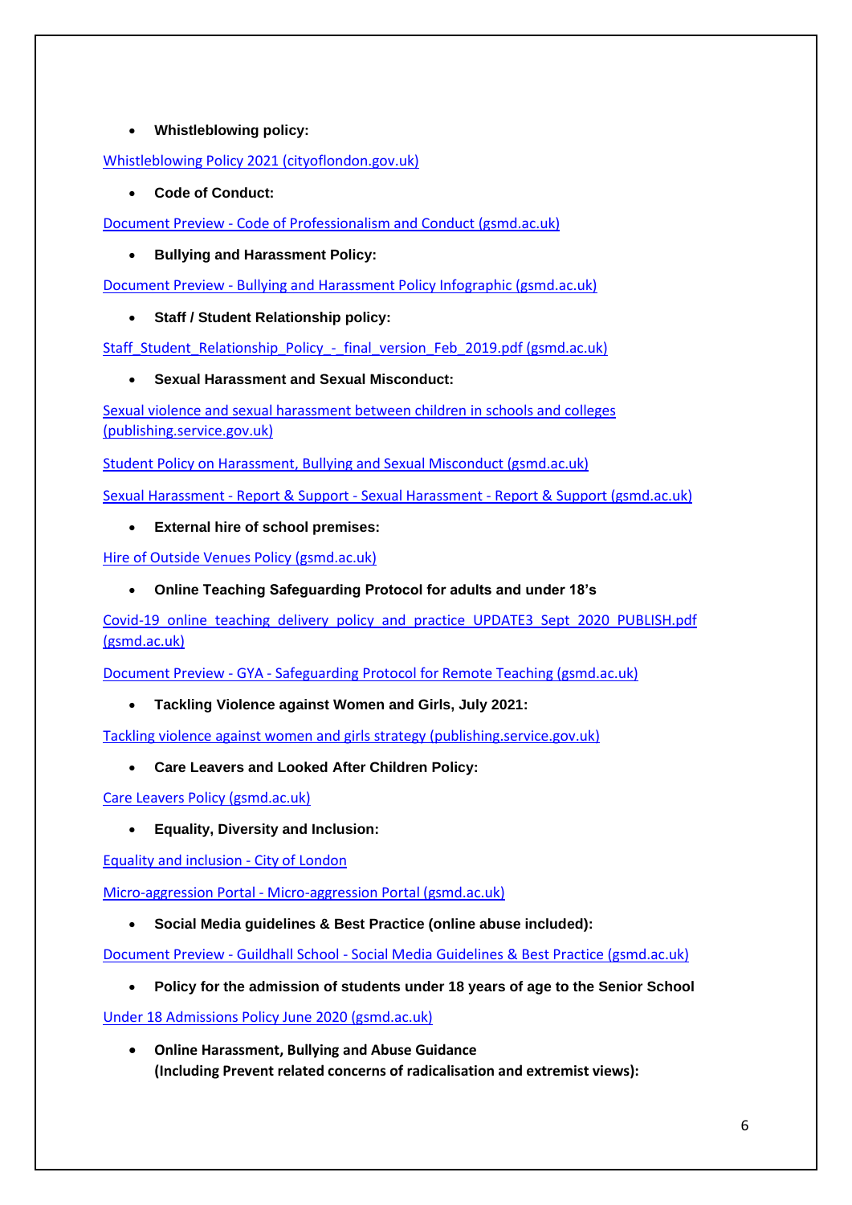- **Whistleblowing policy:**

Whistleblowing Policy 2021 (cityoflondon.gov.uk)

- **Code of Conduct:**

Document Preview - Code of Professionalism and Conduct (gsmd.ac.uk)

- **Bullying and Harassment Policy:**

Document Preview - Bullying and Harassment Policy Infographic (gsmd.ac.uk)

- **Staff / Student Relationship policy:**

Staff_Student_Relationship_Policy_-_final_version_Feb_2019.pdf (gsmd.ac.uk)

- **Sexual Harassment and Sexual Misconduct:**

Sexual violence and sexual harassment between children in schools and colleges (publishing.service.gov.uk)

Student Policy on Harassment, Bullying and Sexual Misconduct (gsmd.ac.uk)

Sexual Harassment - Report & Support - Sexual Harassment - Report & Support (gsmd.ac.uk)

- **External hire of school premises:**

Hire of Outside Venues Policy (gsmd.ac.uk)

- **Online Teaching Safeguarding Protocol for adults and under 18's**

Covid-19_online_teaching_delivery_policy_and_practice_UPDATE3_Sept_2020_PUBLISH.pdf (gsmd.ac.uk)

Document Preview - GYA - Safeguarding Protocol for Remote Teaching (gsmd.ac.uk)

- **Tackling Violence against Women and Girls, July 2021:**

Tackling violence against women and girls strategy (publishing.service.gov.uk)

- **Care Leavers and Looked After Children Policy:**

Care Leavers Policy (gsmd.ac.uk)

- **Equality, Diversity and Inclusion:**

Equality and inclusion - City of London

Micro-aggression Portal - Micro-aggression Portal (gsmd.ac.uk)

- **Social Media guidelines & Best Practice (online abuse included):**

Document Preview - Guildhall School - Social Media Guidelines & Best Practice (gsmd.ac.uk)

- **Policy for the admission of students under 18 years of age to the Senior School**

Under 18 Admissions Policy June 2020 (gsmd.ac.uk)

- **Online Harassment, Bullying and Abuse Guidance (Including Prevent related concerns of radicalisation and extremist views):**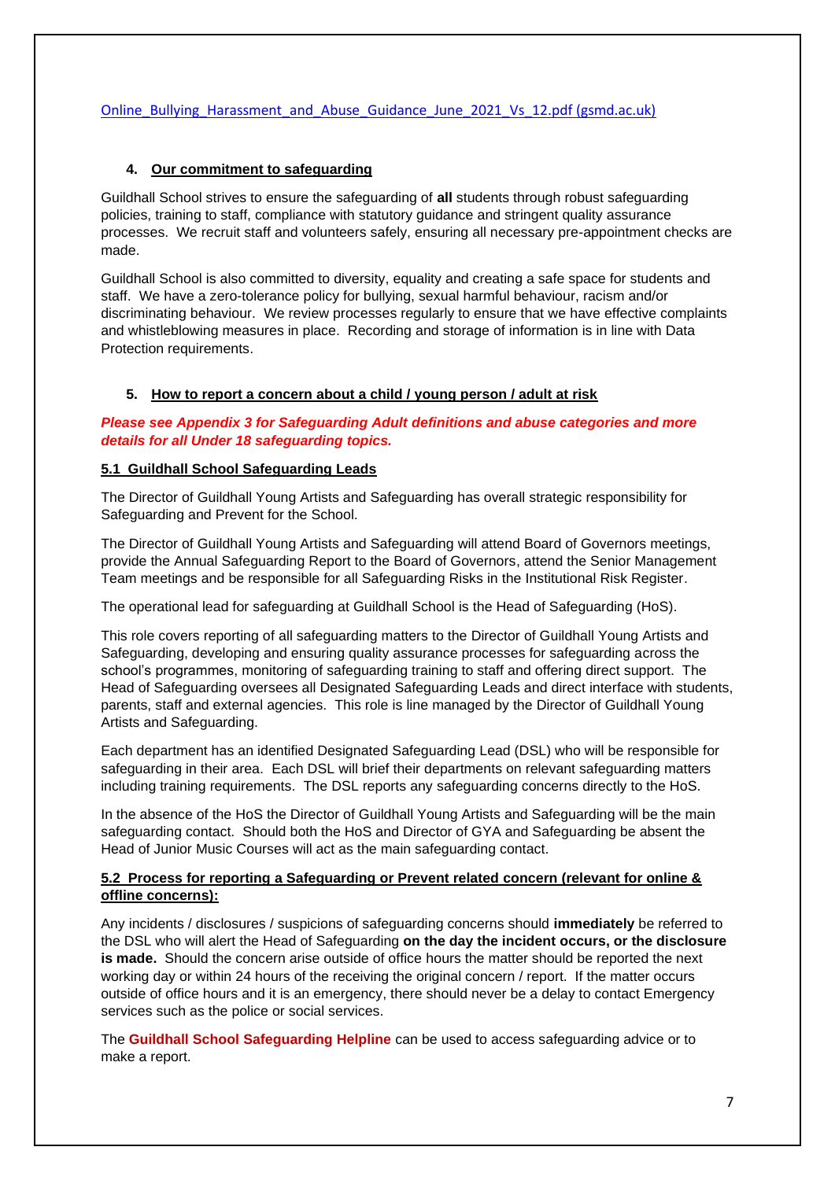Online_Bullying_Harassment_and_Abuse_Guidance_June_2021_Vs_12.pdf (gsmd.ac.uk)

## 4. Our commitment to safeguarding

Guildhall School strives to ensure the safeguarding of **all** students through robust safeguarding policies, training to staff, compliance with statutory guidance and stringent quality assurance processes. We recruit staff and volunteers safely, ensuring all necessary pre-appointment checks are made.

Guildhall School is also committed to diversity, equality and creating a safe space for students and staff. We have a zero-tolerance policy for bullying, sexual harmful behaviour, racism and/or discriminating behaviour. We review processes regularly to ensure that we have effective complaints and whistleblowing measures in place. Recording and storage of information is in line with Data Protection requirements.

## 5. How to report a concern about a child / young person / adult at risk

***Please see Appendix 3 for Safeguarding Adult definitions and abuse categories and more details for all Under 18 safeguarding topics.***

### 5.1 Guildhall School Safeguarding Leads

The Director of Guildhall Young Artists and Safeguarding has overall strategic responsibility for Safeguarding and Prevent for the School.

The Director of Guildhall Young Artists and Safeguarding will attend Board of Governors meetings, provide the Annual Safeguarding Report to the Board of Governors, attend the Senior Management Team meetings and be responsible for all Safeguarding Risks in the Institutional Risk Register.

The operational lead for safeguarding at Guildhall School is the Head of Safeguarding (HoS).

This role covers reporting of all safeguarding matters to the Director of Guildhall Young Artists and Safeguarding, developing and ensuring quality assurance processes for safeguarding across the school's programmes, monitoring of safeguarding training to staff and offering direct support. The Head of Safeguarding oversees all Designated Safeguarding Leads and direct interface with students, parents, staff and external agencies. This role is line managed by the Director of Guildhall Young Artists and Safeguarding.

Each department has an identified Designated Safeguarding Lead (DSL) who will be responsible for safeguarding in their area. Each DSL will brief their departments on relevant safeguarding matters including training requirements. The DSL reports any safeguarding concerns directly to the HoS.

In the absence of the HoS the Director of Guildhall Young Artists and Safeguarding will be the main safeguarding contact. Should both the HoS and Director of GYA and Safeguarding be absent the Head of Junior Music Courses will act as the main safeguarding contact.

### 5.2 Process for reporting a Safeguarding or Prevent related concern (relevant for online & offline concerns):

Any incidents / disclosures / suspicions of safeguarding concerns should **immediately** be referred to the DSL who will alert the Head of Safeguarding **on the day the incident occurs, or the disclosure is made.** Should the concern arise outside of office hours the matter should be reported the next working day or within 24 hours of the receiving the original concern / report. If the matter occurs outside of office hours and it is an emergency, there should never be a delay to contact Emergency services such as the police or social services.

The **Guildhall School Safeguarding Helpline** can be used to access safeguarding advice or to make a report.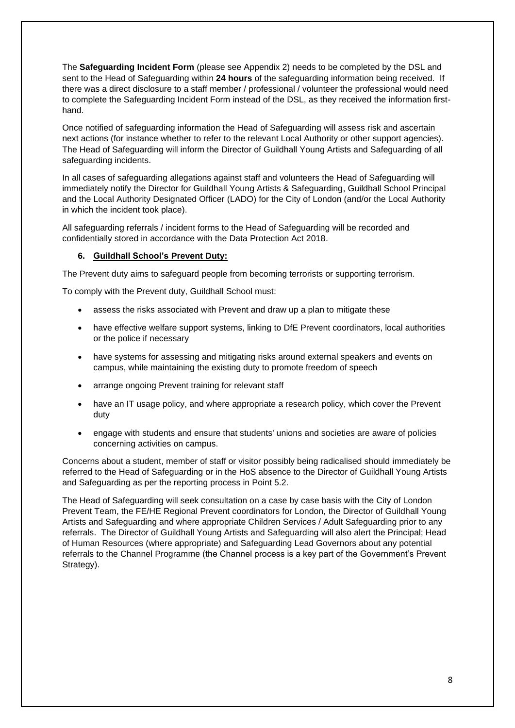The **Safeguarding Incident Form** (please see Appendix 2) needs to be completed by the DSL and sent to the Head of Safeguarding within **24 hours** of the safeguarding information being received. If there was a direct disclosure to a staff member / professional / volunteer the professional would need to complete the Safeguarding Incident Form instead of the DSL, as they received the information first-hand.

Once notified of safeguarding information the Head of Safeguarding will assess risk and ascertain next actions (for instance whether to refer to the relevant Local Authority or other support agencies). The Head of Safeguarding will inform the Director of Guildhall Young Artists and Safeguarding of all safeguarding incidents.

In all cases of safeguarding allegations against staff and volunteers the Head of Safeguarding will immediately notify the Director for Guildhall Young Artists & Safeguarding, Guildhall School Principal and the Local Authority Designated Officer (LADO) for the City of London (and/or the Local Authority in which the incident took place).

All safeguarding referrals / incident forms to the Head of Safeguarding will be recorded and confidentially stored in accordance with the Data Protection Act 2018.

## 6. Guildhall School's Prevent Duty:

The Prevent duty aims to safeguard people from becoming terrorists or supporting terrorism.

To comply with the Prevent duty, Guildhall School must:

- assess the risks associated with Prevent and draw up a plan to mitigate these
- have effective welfare support systems, linking to DfE Prevent coordinators, local authorities or the police if necessary
- have systems for assessing and mitigating risks around external speakers and events on campus, while maintaining the existing duty to promote freedom of speech
- arrange ongoing Prevent training for relevant staff
- have an IT usage policy, and where appropriate a research policy, which cover the Prevent duty
- engage with students and ensure that students' unions and societies are aware of policies concerning activities on campus.

Concerns about a student, member of staff or visitor possibly being radicalised should immediately be referred to the Head of Safeguarding or in the HoS absence to the Director of Guildhall Young Artists and Safeguarding as per the reporting process in Point 5.2.

The Head of Safeguarding will seek consultation on a case by case basis with the City of London Prevent Team, the FE/HE Regional Prevent coordinators for London, the Director of Guildhall Young Artists and Safeguarding and where appropriate Children Services / Adult Safeguarding prior to any referrals. The Director of Guildhall Young Artists and Safeguarding will also alert the Principal; Head of Human Resources (where appropriate) and Safeguarding Lead Governors about any potential referrals to the Channel Programme (the Channel process is a key part of the Government's Prevent Strategy).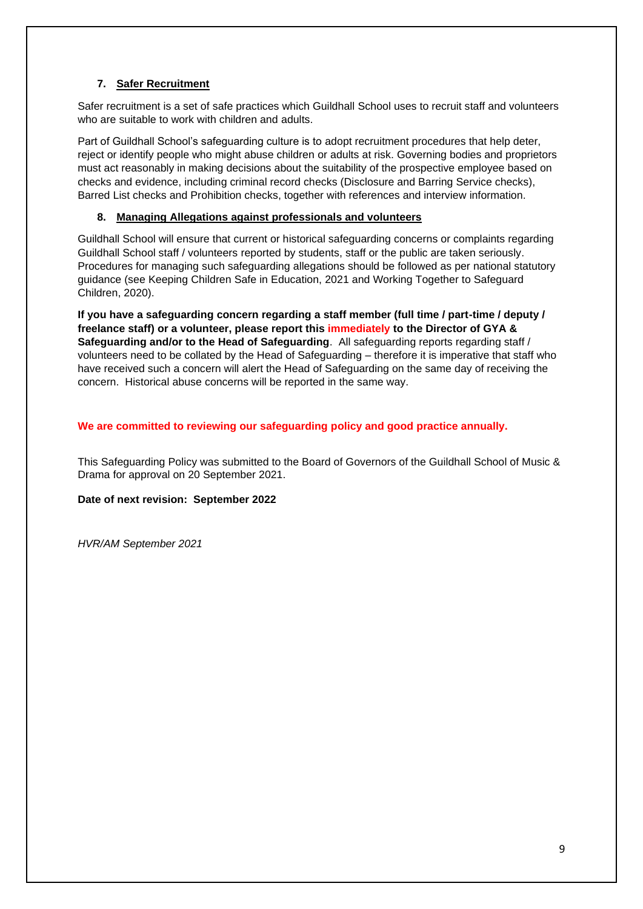### 7. Safer Recruitment

Safer recruitment is a set of safe practices which Guildhall School uses to recruit staff and volunteers who are suitable to work with children and adults.

Part of Guildhall School's safeguarding culture is to adopt recruitment procedures that help deter, reject or identify people who might abuse children or adults at risk. Governing bodies and proprietors must act reasonably in making decisions about the suitability of the prospective employee based on checks and evidence, including criminal record checks (Disclosure and Barring Service checks), Barred List checks and Prohibition checks, together with references and interview information.

### 8. Managing Allegations against professionals and volunteers

Guildhall School will ensure that current or historical safeguarding concerns or complaints regarding Guildhall School staff / volunteers reported by students, staff or the public are taken seriously. Procedures for managing such safeguarding allegations should be followed as per national statutory guidance (see Keeping Children Safe in Education, 2021 and Working Together to Safeguard Children, 2020).

**If you have a safeguarding concern regarding a staff member (full time / part-time / deputy / freelance staff) or a volunteer, please report this immediately to the Director of GYA & Safeguarding and/or to the Head of Safeguarding**. All safeguarding reports regarding staff / volunteers need to be collated by the Head of Safeguarding – therefore it is imperative that staff who have received such a concern will alert the Head of Safeguarding on the same day of receiving the concern. Historical abuse concerns will be reported in the same way.

**We are committed to reviewing our safeguarding policy and good practice annually.**

This Safeguarding Policy was submitted to the Board of Governors of the Guildhall School of Music & Drama for approval on 20 September 2021.

**Date of next revision: September 2022**

*HVR/AM September 2021*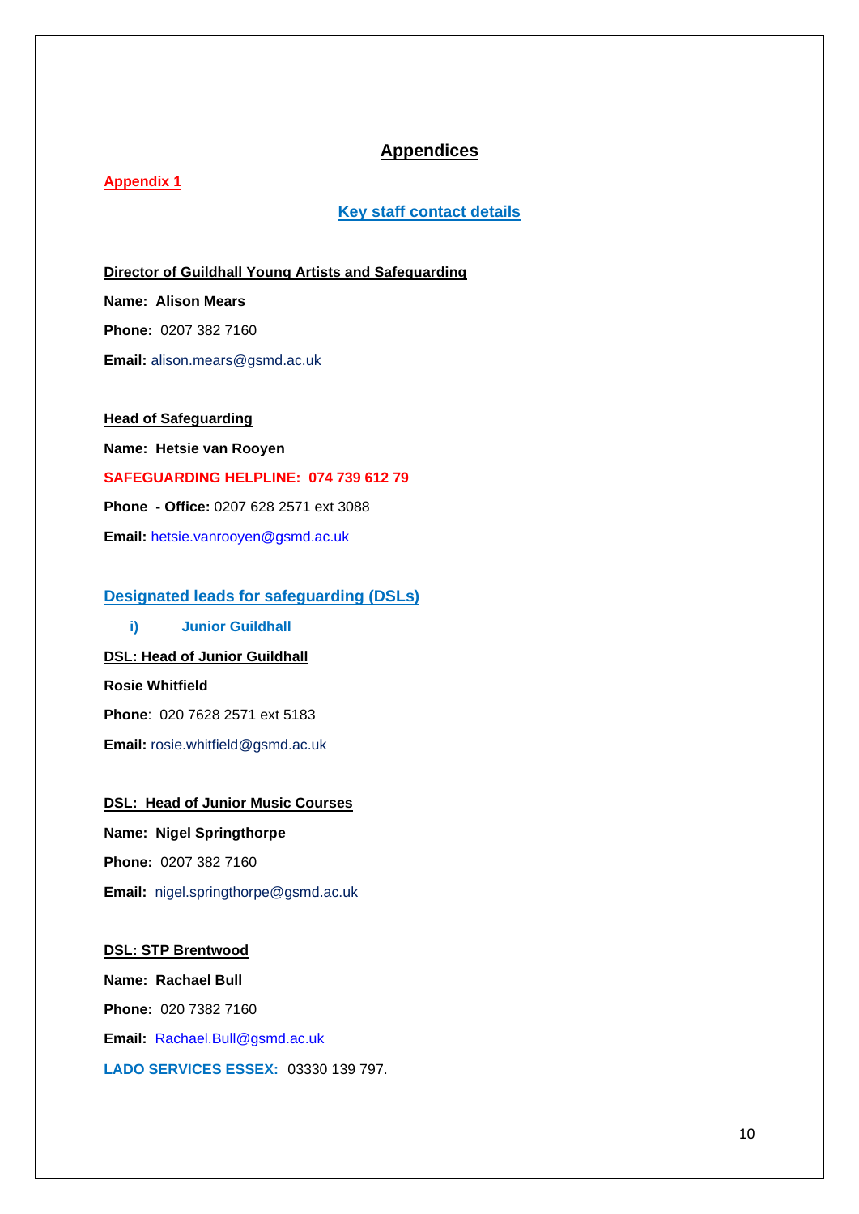# Appendices

## Appendix 1

## Key staff contact details

**Director of Guildhall Young Artists and Safeguarding**

**Name: Alison Mears**

**Phone:** 0207 382 7160

**Email:** alison.mears@gsmd.ac.uk

**Head of Safeguarding**

**Name: Hetsie van Rooyen**

**SAFEGUARDING HELPLINE: 074 739 612 79**

**Phone - Office:** 0207 628 2571 ext 3088

**Email:** hetsie.vanrooyen@gsmd.ac.uk

### Designated leads for safeguarding (DSLs)

**i) Junior Guildhall**

**DSL: Head of Junior Guildhall**

**Rosie Whitfield**

**Phone**: 020 7628 2571 ext 5183

**Email:** rosie.whitfield@gsmd.ac.uk

**DSL: Head of Junior Music Courses**

**Name: Nigel Springthorpe**

**Phone:** 0207 382 7160

**Email:** nigel.springthorpe@gsmd.ac.uk

**DSL: STP Brentwood**

**Name: Rachael Bull**

**Phone:** 020 7382 7160

**Email:** Rachael.Bull@gsmd.ac.uk

**LADO SERVICES ESSEX:** 03330 139 797.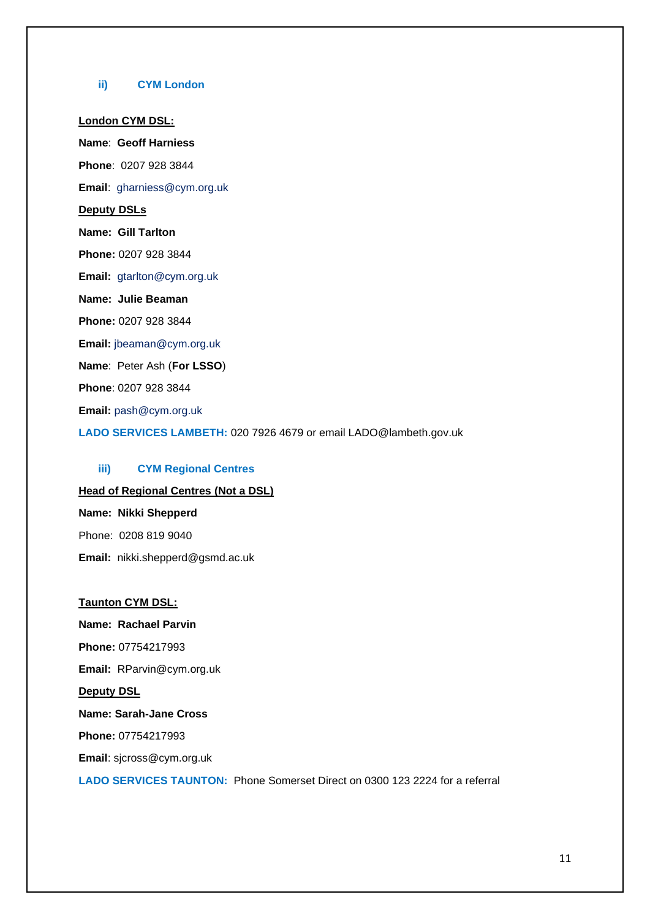### ii) CYM London

**London CYM DSL:**

**Name**: **Geoff Harniess**

**Phone**: 0207 928 3844

**Email**: gharniess@cym.org.uk

**Deputy DSLs**

**Name: Gill Tarlton**

**Phone:** 0207 928 3844

**Email:** gtarlton@cym.org.uk

**Name: Julie Beaman**

**Phone:** 0207 928 3844

**Email:** jbeaman@cym.org.uk

**Name**: Peter Ash (**For LSSO**)

**Phone**: 0207 928 3844

**Email:** pash@cym.org.uk

**LADO SERVICES LAMBETH:** 020 7926 4679 or email LADO@lambeth.gov.uk

### iii) CYM Regional Centres

**Head of Regional Centres (Not a DSL)**

**Name: Nikki Shepperd**

Phone: 0208 819 9040

**Email:** nikki.shepperd@gsmd.ac.uk

**Taunton CYM DSL:**

**Name: Rachael Parvin**

**Phone:** 07754217993

**Email:** RParvin@cym.org.uk

**Deputy DSL**

**Name: Sarah-Jane Cross**

**Phone:** 07754217993

**Email**: sjcross@cym.org.uk

**LADO SERVICES TAUNTON:** Phone Somerset Direct on 0300 123 2224 for a referral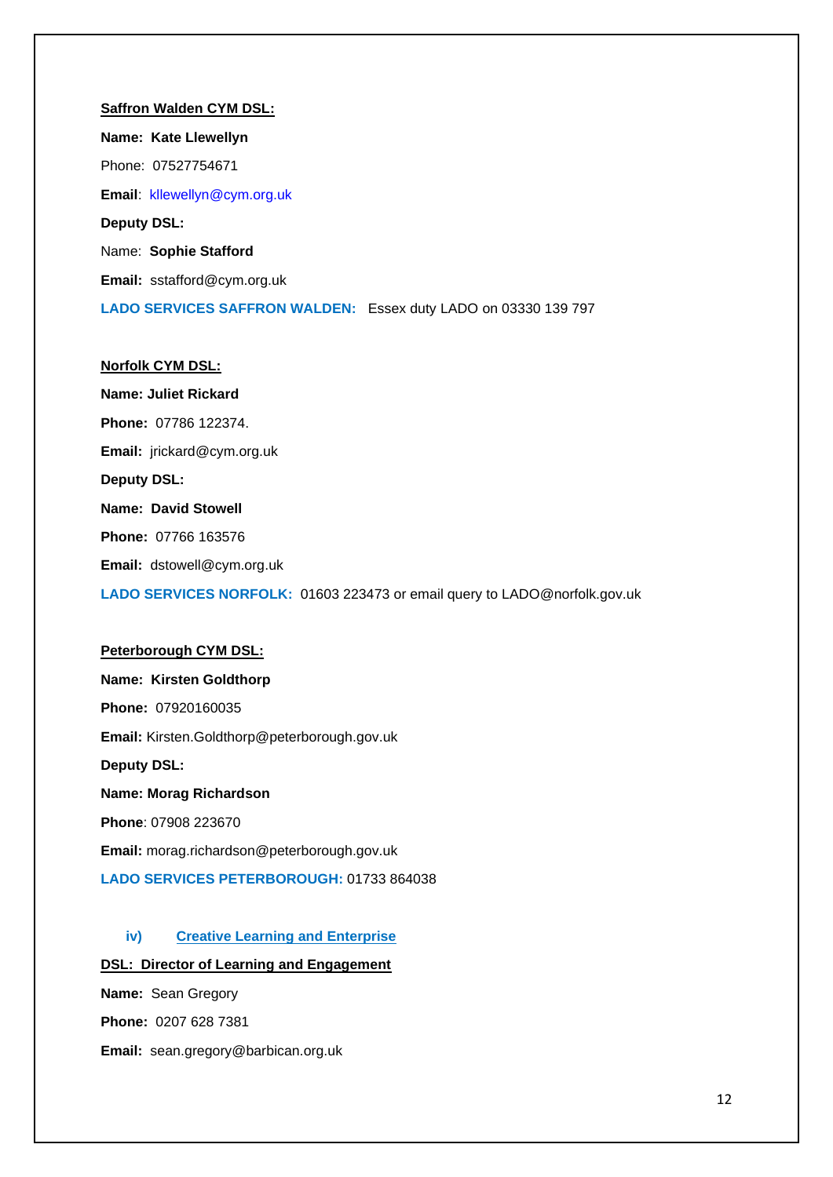**Saffron Walden CYM DSL:**

**Name: Kate Llewellyn**

Phone: 07527754671

**Email**: kllewellyn@cym.org.uk

**Deputy DSL:**

Name: **Sophie Stafford**

**Email:** sstafford@cym.org.uk

**LADO SERVICES SAFFRON WALDEN:** Essex duty LADO on 03330 139 797

**Norfolk CYM DSL:**

**Name: Juliet Rickard**

**Phone:** 07786 122374.

**Email:** jrickard@cym.org.uk

**Deputy DSL:**

**Name: David Stowell**

**Phone:** 07766 163576

**Email:** dstowell@cym.org.uk

**LADO SERVICES NORFOLK:** 01603 223473 or email query to LADO@norfolk.gov.uk

**Peterborough CYM DSL:**

**Name: Kirsten Goldthorp**

**Phone:** 07920160035

**Email:** Kirsten.Goldthorp@peterborough.gov.uk

**Deputy DSL:**

**Name: Morag Richardson**

**Phone**: 07908 223670

**Email:** morag.richardson@peterborough.gov.uk

**LADO SERVICES PETERBOROUGH:** 01733 864038

### iv) Creative Learning and Enterprise

**DSL: Director of Learning and Engagement**

**Name:** Sean Gregory

**Phone:** 0207 628 7381

**Email:** sean.gregory@barbican.org.uk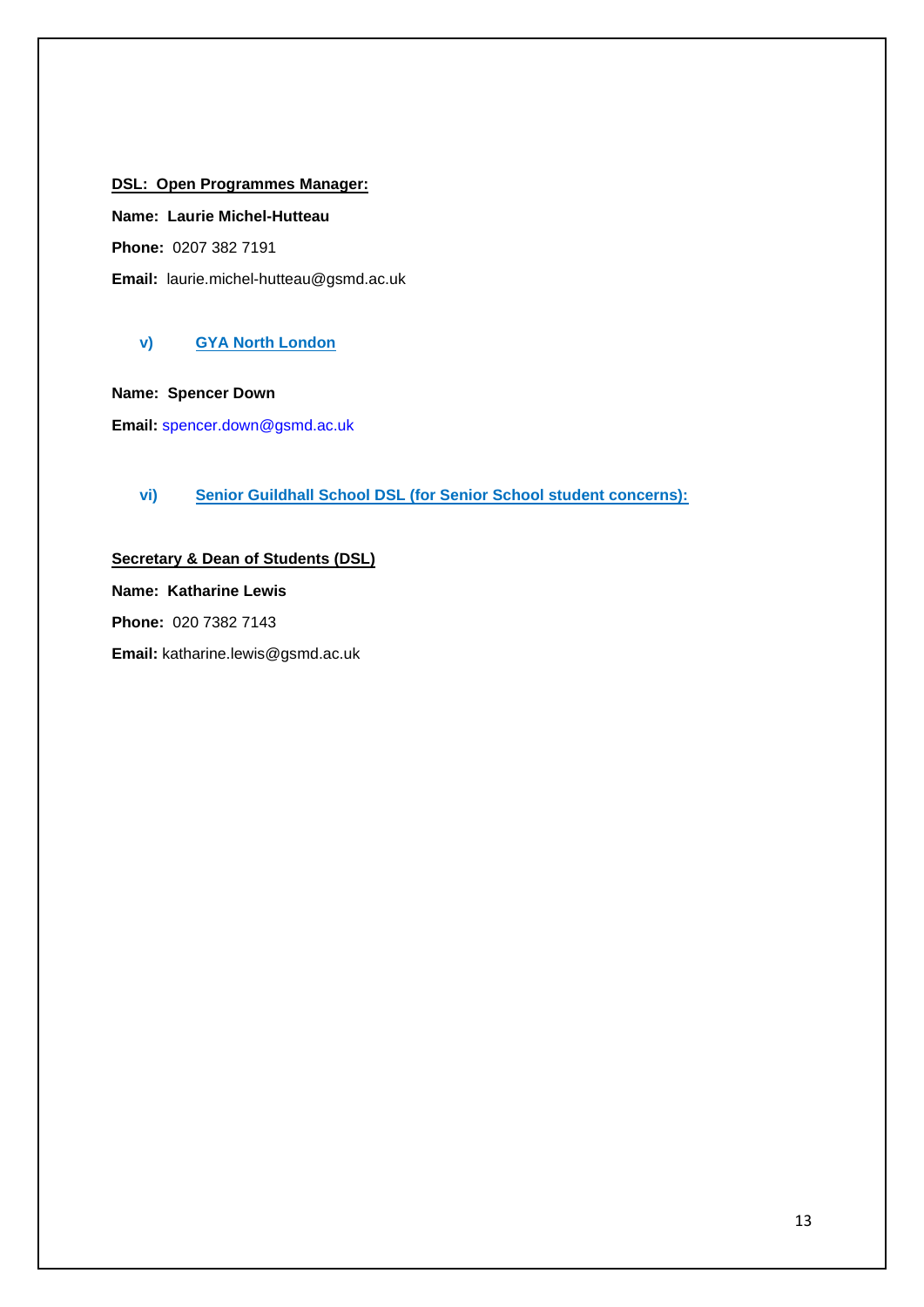**DSL: Open Programmes Manager:**

**Name: Laurie Michel-Hutteau**

**Phone:** 0207 382 7191

**Email:** laurie.michel-hutteau@gsmd.ac.uk

**v) GYA North London**

**Name: Spencer Down**

**Email:** spencer.down@gsmd.ac.uk

**vi) Senior Guildhall School DSL (for Senior School student concerns):**

**Secretary & Dean of Students (DSL)**

**Name: Katharine Lewis**

**Phone:** 020 7382 7143

**Email:** katharine.lewis@gsmd.ac.uk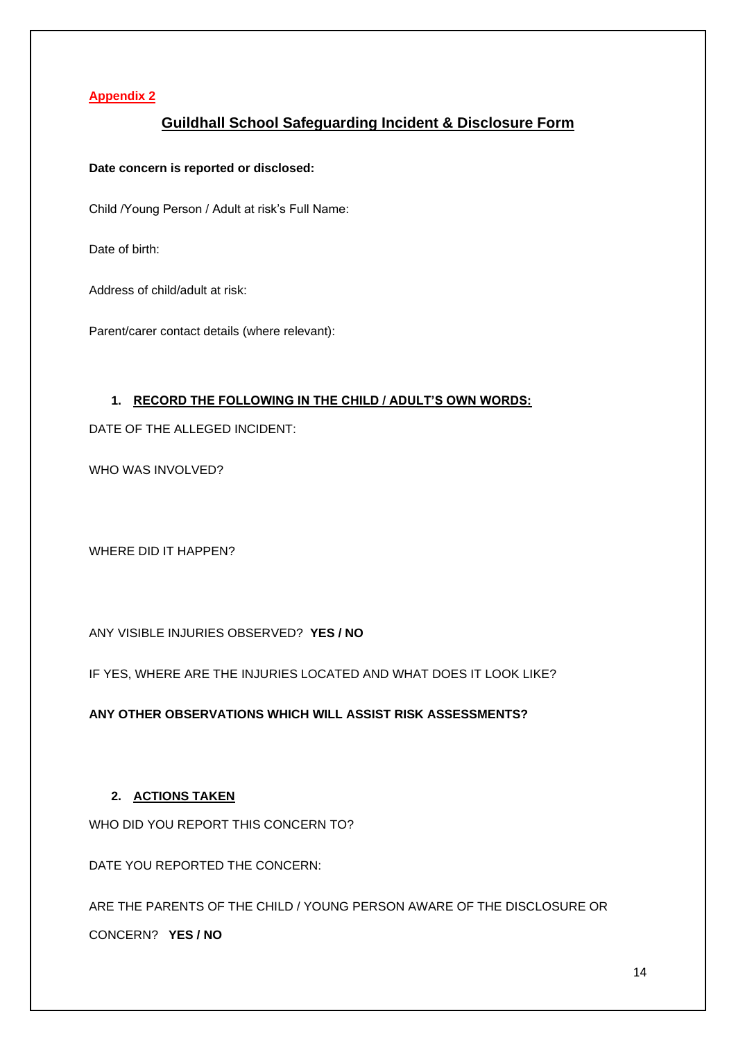**Appendix 2**

## Guildhall School Safeguarding Incident & Disclosure Form

**Date concern is reported or disclosed:**

Child /Young Person / Adult at risk's Full Name:

Date of birth:

Address of child/adult at risk:

Parent/carer contact details (where relevant):

1. **RECORD THE FOLLOWING IN THE CHILD / ADULT'S OWN WORDS:**

DATE OF THE ALLEGED INCIDENT:

WHO WAS INVOLVED?

WHERE DID IT HAPPEN?

ANY VISIBLE INJURIES OBSERVED? **YES / NO**

IF YES, WHERE ARE THE INJURIES LOCATED AND WHAT DOES IT LOOK LIKE?

**ANY OTHER OBSERVATIONS WHICH WILL ASSIST RISK ASSESSMENTS?**

2. **ACTIONS TAKEN**

WHO DID YOU REPORT THIS CONCERN TO?

DATE YOU REPORTED THE CONCERN:

ARE THE PARENTS OF THE CHILD / YOUNG PERSON AWARE OF THE DISCLOSURE OR CONCERN? **YES / NO**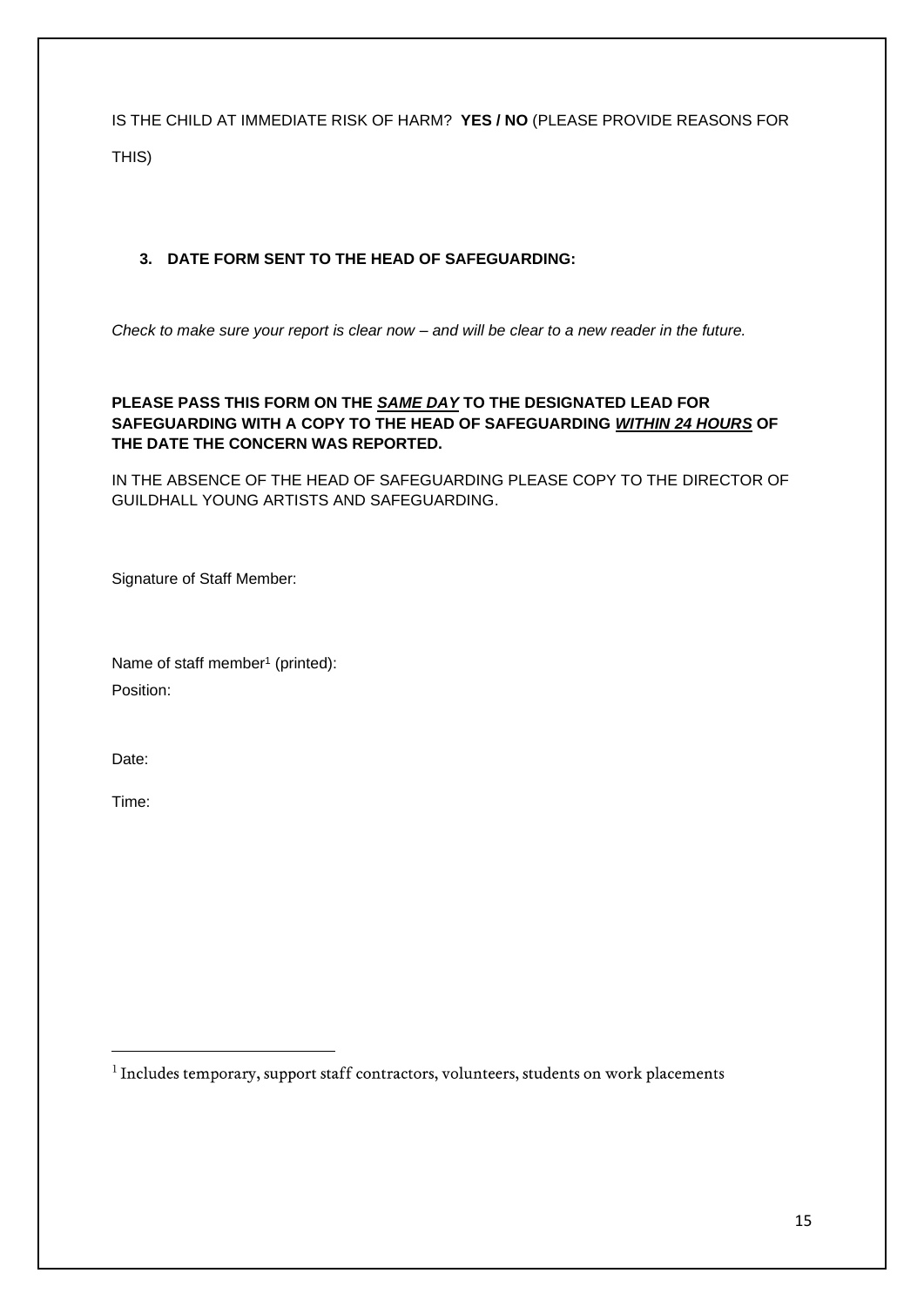IS THE CHILD AT IMMEDIATE RISK OF HARM? **YES / NO** (PLEASE PROVIDE REASONS FOR THIS)

**3. DATE FORM SENT TO THE HEAD OF SAFEGUARDING:**

*Check to make sure your report is clear now – and will be clear to a new reader in the future.*

**PLEASE PASS THIS FORM ON THE *SAME DAY* TO THE DESIGNATED LEAD FOR SAFEGUARDING WITH A COPY TO THE HEAD OF SAFEGUARDING *WITHIN 24 HOURS* OF THE DATE THE CONCERN WAS REPORTED.**

IN THE ABSENCE OF THE HEAD OF SAFEGUARDING PLEASE COPY TO THE DIRECTOR OF GUILDHALL YOUNG ARTISTS AND SAFEGUARDING.

Signature of Staff Member:

Name of staff member[1] (printed):

Position:

Date:

Time:

[1] Includes temporary, support staff contractors, volunteers, students on work placements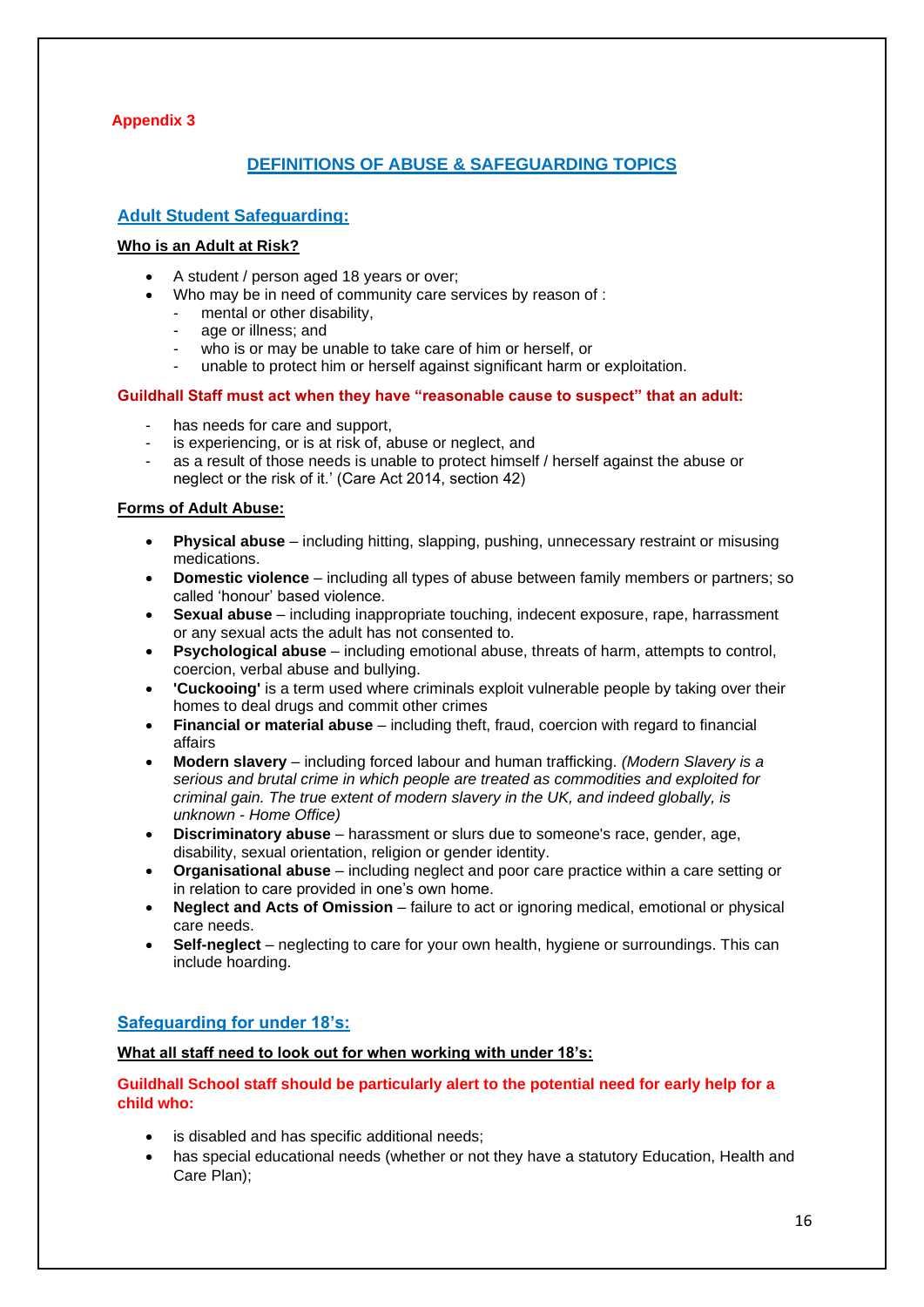**Appendix 3**

## DEFINITIONS OF ABUSE & SAFEGUARDING TOPICS

### Adult Student Safeguarding:

**Who is an Adult at Risk?**

- A student / person aged 18 years or over;
- Who may be in need of community care services by reason of :
  - mental or other disability,
  - age or illness; and
  - who is or may be unable to take care of him or herself, or
  - unable to protect him or herself against significant harm or exploitation.

**Guildhall Staff must act when they have "reasonable cause to suspect" that an adult:**

- has needs for care and support,
- is experiencing, or is at risk of, abuse or neglect, and
- as a result of those needs is unable to protect himself / herself against the abuse or neglect or the risk of it.' (Care Act 2014, section 42)

**Forms of Adult Abuse:**

- **Physical abuse** – including hitting, slapping, pushing, unnecessary restraint or misusing medications.
- **Domestic violence** – including all types of abuse between family members or partners; so called 'honour' based violence.
- **Sexual abuse** – including inappropriate touching, indecent exposure, rape, harrassment or any sexual acts the adult has not consented to.
- **Psychological abuse** – including emotional abuse, threats of harm, attempts to control, coercion, verbal abuse and bullying.
- **'Cuckooing'** is a term used where criminals exploit vulnerable people by taking over their homes to deal drugs and commit other crimes
- **Financial or material abuse** – including theft, fraud, coercion with regard to financial affairs
- **Modern slavery** – including forced labour and human trafficking. *(Modern Slavery is a serious and brutal crime in which people are treated as commodities and exploited for criminal gain. The true extent of modern slavery in the UK, and indeed globally, is unknown - Home Office)*
- **Discriminatory abuse** – harassment or slurs due to someone's race, gender, age, disability, sexual orientation, religion or gender identity.
- **Organisational abuse** – including neglect and poor care practice within a care setting or in relation to care provided in one's own home.
- **Neglect and Acts of Omission** – failure to act or ignoring medical, emotional or physical care needs.
- **Self-neglect** – neglecting to care for your own health, hygiene or surroundings. This can include hoarding.

### Safeguarding for under 18's:

**What all staff need to look out for when working with under 18's:**

**Guildhall School staff should be particularly alert to the potential need for early help for a child who:**

- is disabled and has specific additional needs;
- has special educational needs (whether or not they have a statutory Education, Health and Care Plan);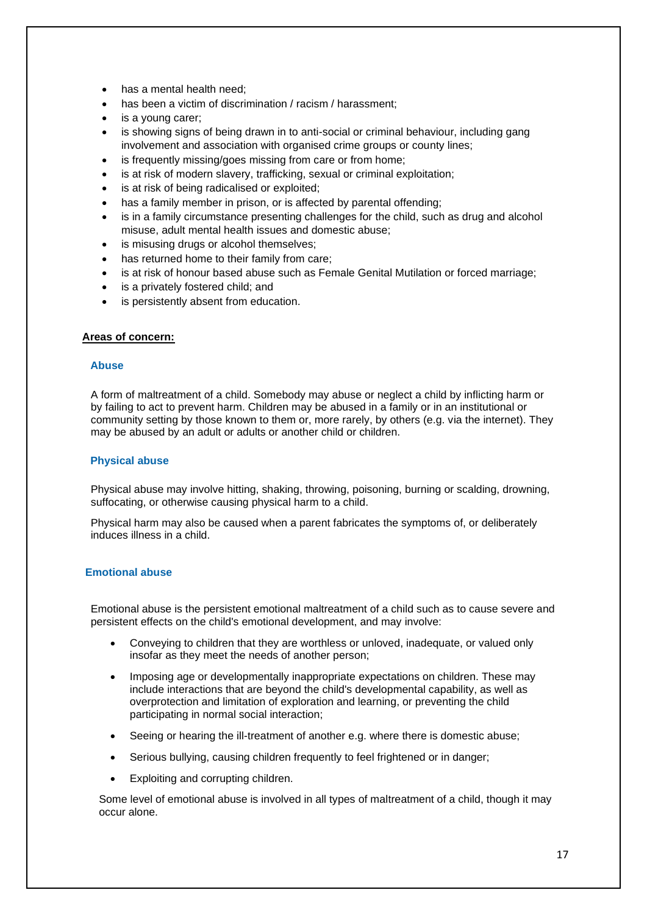- has a mental health need;
- has been a victim of discrimination / racism / harassment;
- is a young carer;
- is showing signs of being drawn in to anti-social or criminal behaviour, including gang involvement and association with organised crime groups or county lines;
- is frequently missing/goes missing from care or from home;
- is at risk of modern slavery, trafficking, sexual or criminal exploitation;
- is at risk of being radicalised or exploited;
- has a family member in prison, or is affected by parental offending;
- is in a family circumstance presenting challenges for the child, such as drug and alcohol misuse, adult mental health issues and domestic abuse;
- is misusing drugs or alcohol themselves;
- has returned home to their family from care;
- is at risk of honour based abuse such as Female Genital Mutilation or forced marriage;
- is a privately fostered child; and
- is persistently absent from education.

**Areas of concern:**

### Abuse

A form of maltreatment of a child. Somebody may abuse or neglect a child by inflicting harm or by failing to act to prevent harm. Children may be abused in a family or in an institutional or community setting by those known to them or, more rarely, by others (e.g. via the internet). They may be abused by an adult or adults or another child or children.

### Physical abuse

Physical abuse may involve hitting, shaking, throwing, poisoning, burning or scalding, drowning, suffocating, or otherwise causing physical harm to a child.

Physical harm may also be caused when a parent fabricates the symptoms of, or deliberately induces illness in a child.

### Emotional abuse

Emotional abuse is the persistent emotional maltreatment of a child such as to cause severe and persistent effects on the child's emotional development, and may involve:

- Conveying to children that they are worthless or unloved, inadequate, or valued only insofar as they meet the needs of another person;
- Imposing age or developmentally inappropriate expectations on children. These may include interactions that are beyond the child's developmental capability, as well as overprotection and limitation of exploration and learning, or preventing the child participating in normal social interaction;
- Seeing or hearing the ill-treatment of another e.g. where there is domestic abuse;
- Serious bullying, causing children frequently to feel frightened or in danger;
- Exploiting and corrupting children.

Some level of emotional abuse is involved in all types of maltreatment of a child, though it may occur alone.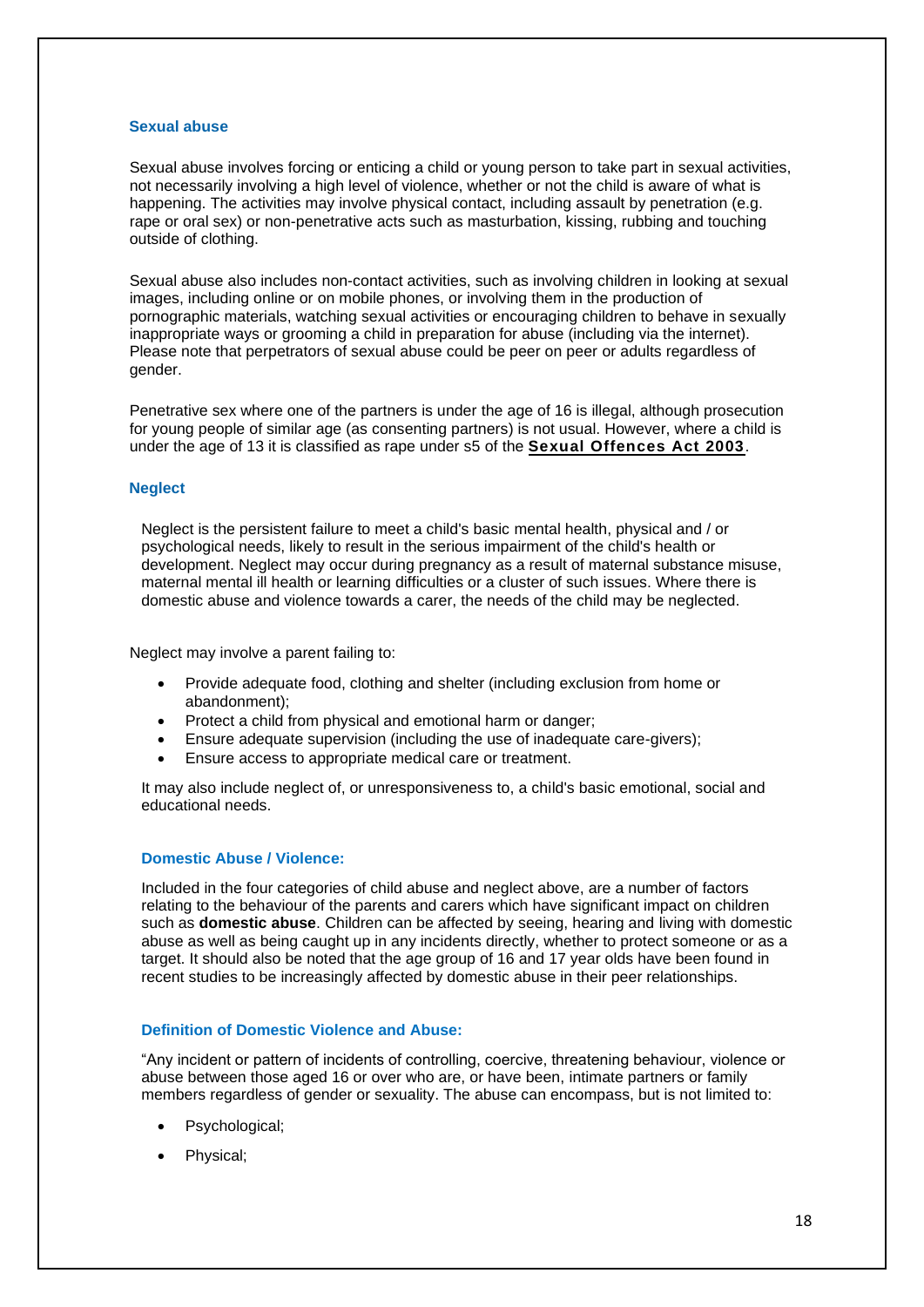### Sexual abuse

Sexual abuse involves forcing or enticing a child or young person to take part in sexual activities, not necessarily involving a high level of violence, whether or not the child is aware of what is happening. The activities may involve physical contact, including assault by penetration (e.g. rape or oral sex) or non-penetrative acts such as masturbation, kissing, rubbing and touching outside of clothing.

Sexual abuse also includes non-contact activities, such as involving children in looking at sexual images, including online or on mobile phones, or involving them in the production of pornographic materials, watching sexual activities or encouraging children to behave in sexually inappropriate ways or grooming a child in preparation for abuse (including via the internet). Please note that perpetrators of sexual abuse could be peer on peer or adults regardless of gender.

Penetrative sex where one of the partners is under the age of 16 is illegal, although prosecution for young people of similar age (as consenting partners) is not usual. However, where a child is under the age of 13 it is classified as rape under s5 of the **Sexual Offences Act 2003**.

### Neglect

Neglect is the persistent failure to meet a child's basic mental health, physical and / or psychological needs, likely to result in the serious impairment of the child's health or development. Neglect may occur during pregnancy as a result of maternal substance misuse, maternal mental ill health or learning difficulties or a cluster of such issues. Where there is domestic abuse and violence towards a carer, the needs of the child may be neglected.

Neglect may involve a parent failing to:

- Provide adequate food, clothing and shelter (including exclusion from home or abandonment);
- Protect a child from physical and emotional harm or danger;
- Ensure adequate supervision (including the use of inadequate care-givers);
- Ensure access to appropriate medical care or treatment.

It may also include neglect of, or unresponsiveness to, a child's basic emotional, social and educational needs.

### Domestic Abuse / Violence:

Included in the four categories of child abuse and neglect above, are a number of factors relating to the behaviour of the parents and carers which have significant impact on children such as **domestic abuse**. Children can be affected by seeing, hearing and living with domestic abuse as well as being caught up in any incidents directly, whether to protect someone or as a target. It should also be noted that the age group of 16 and 17 year olds have been found in recent studies to be increasingly affected by domestic abuse in their peer relationships.

### Definition of Domestic Violence and Abuse:

"Any incident or pattern of incidents of controlling, coercive, threatening behaviour, violence or abuse between those aged 16 or over who are, or have been, intimate partners or family members regardless of gender or sexuality. The abuse can encompass, but is not limited to:

- Psychological;
- Physical;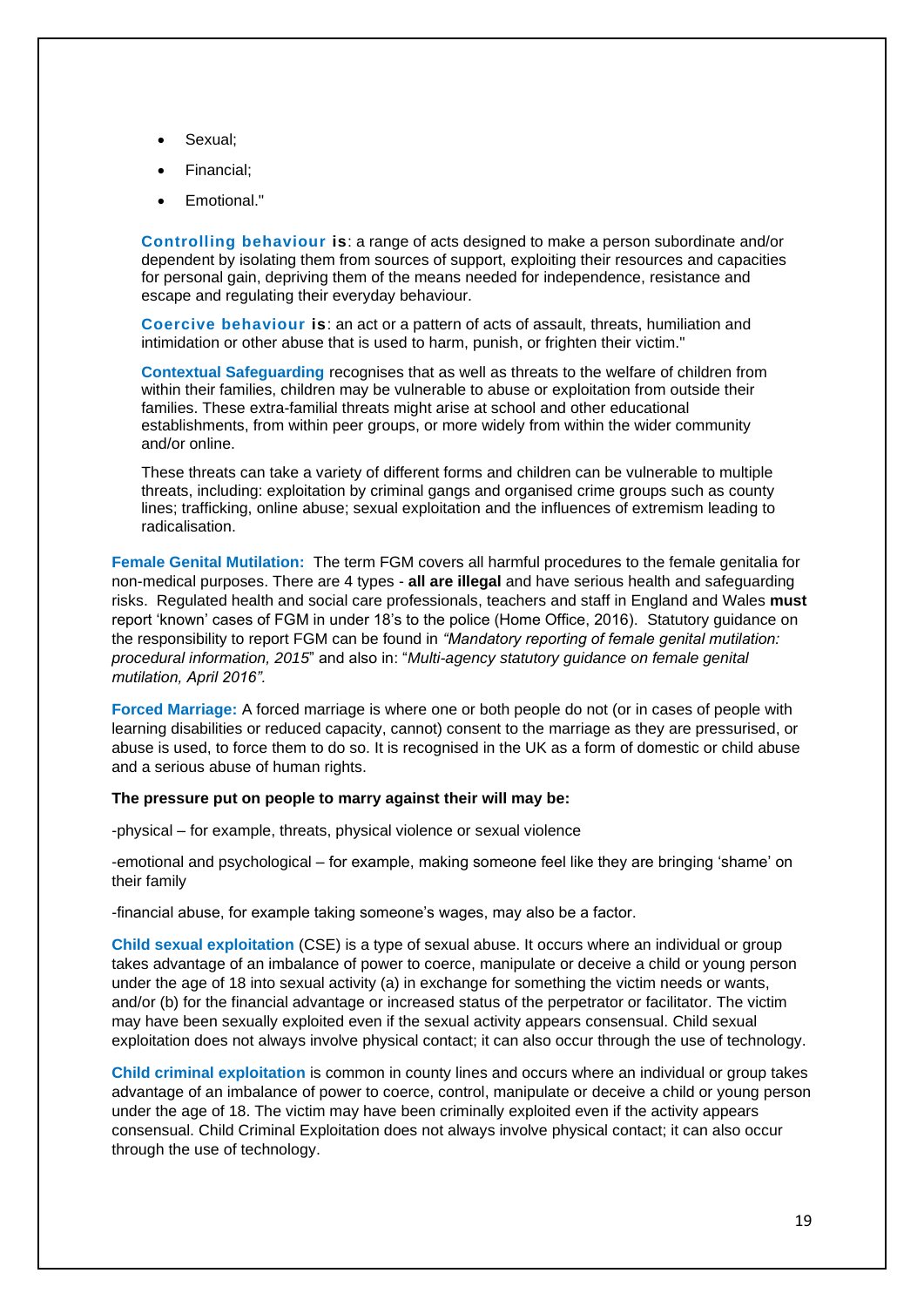- Sexual;
- Financial;
- Emotional."

**Controlling behaviour is**: a range of acts designed to make a person subordinate and/or dependent by isolating them from sources of support, exploiting their resources and capacities for personal gain, depriving them of the means needed for independence, resistance and escape and regulating their everyday behaviour.

**Coercive behaviour is**: an act or a pattern of acts of assault, threats, humiliation and intimidation or other abuse that is used to harm, punish, or frighten their victim."

**Contextual Safeguarding** recognises that as well as threats to the welfare of children from within their families, children may be vulnerable to abuse or exploitation from outside their families. These extra-familial threats might arise at school and other educational establishments, from within peer groups, or more widely from within the wider community and/or online.

These threats can take a variety of different forms and children can be vulnerable to multiple threats, including: exploitation by criminal gangs and organised crime groups such as county lines; trafficking, online abuse; sexual exploitation and the influences of extremism leading to radicalisation.

**Female Genital Mutilation:** The term FGM covers all harmful procedures to the female genitalia for non-medical purposes. There are 4 types - **all are illegal** and have serious health and safeguarding risks. Regulated health and social care professionals, teachers and staff in England and Wales **must** report 'known' cases of FGM in under 18's to the police (Home Office, 2016). Statutory guidance on the responsibility to report FGM can be found in *"Mandatory reporting of female genital mutilation: procedural information, 2015*" and also in: "*Multi-agency statutory guidance on female genital mutilation, April 2016".*

**Forced Marriage:** A forced marriage is where one or both people do not (or in cases of people with learning disabilities or reduced capacity, cannot) consent to the marriage as they are pressurised, or abuse is used, to force them to do so. It is recognised in the UK as a form of domestic or child abuse and a serious abuse of human rights.

**The pressure put on people to marry against their will may be:**

-physical – for example, threats, physical violence or sexual violence

-emotional and psychological – for example, making someone feel like they are bringing 'shame' on their family

-financial abuse, for example taking someone's wages, may also be a factor.

**Child sexual exploitation** (CSE) is a type of sexual abuse. It occurs where an individual or group takes advantage of an imbalance of power to coerce, manipulate or deceive a child or young person under the age of 18 into sexual activity (a) in exchange for something the victim needs or wants, and/or (b) for the financial advantage or increased status of the perpetrator or facilitator. The victim may have been sexually exploited even if the sexual activity appears consensual. Child sexual exploitation does not always involve physical contact; it can also occur through the use of technology.

**Child criminal exploitation** is common in county lines and occurs where an individual or group takes advantage of an imbalance of power to coerce, control, manipulate or deceive a child or young person under the age of 18. The victim may have been criminally exploited even if the activity appears consensual. Child Criminal Exploitation does not always involve physical contact; it can also occur through the use of technology.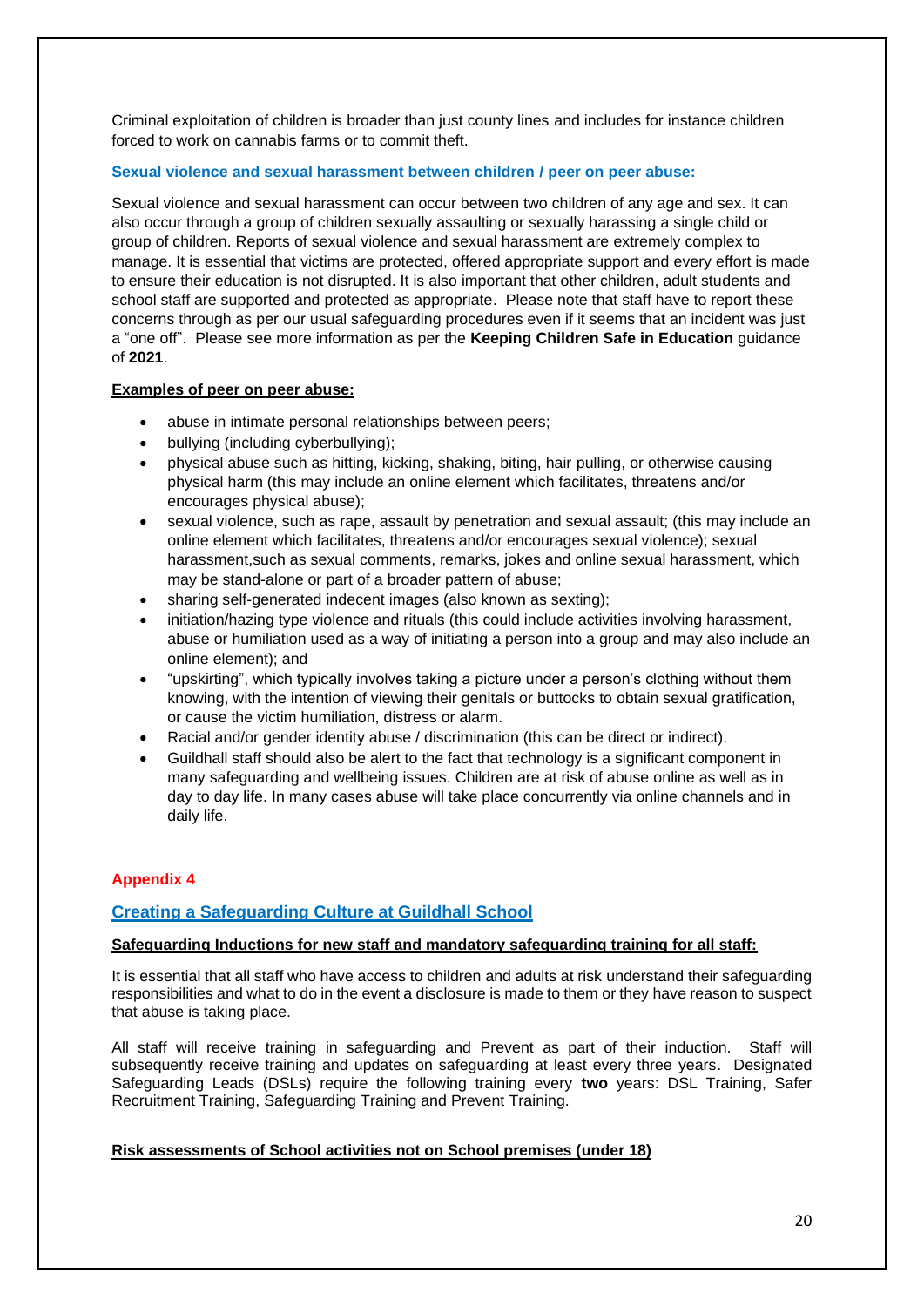Criminal exploitation of children is broader than just county lines and includes for instance children forced to work on cannabis farms or to commit theft.

### Sexual violence and sexual harassment between children / peer on peer abuse:

Sexual violence and sexual harassment can occur between two children of any age and sex. It can also occur through a group of children sexually assaulting or sexually harassing a single child or group of children. Reports of sexual violence and sexual harassment are extremely complex to manage. It is essential that victims are protected, offered appropriate support and every effort is made to ensure their education is not disrupted. It is also important that other children, adult students and school staff are supported and protected as appropriate. Please note that staff have to report these concerns through as per our usual safeguarding procedures even if it seems that an incident was just a "one off". Please see more information as per the **Keeping Children Safe in Education** guidance of **2021**.

**Examples of peer on peer abuse:**

- abuse in intimate personal relationships between peers;
- bullying (including cyberbullying);
- physical abuse such as hitting, kicking, shaking, biting, hair pulling, or otherwise causing physical harm (this may include an online element which facilitates, threatens and/or encourages physical abuse);
- sexual violence, such as rape, assault by penetration and sexual assault; (this may include an online element which facilitates, threatens and/or encourages sexual violence); sexual harassment,such as sexual comments, remarks, jokes and online sexual harassment, which may be stand-alone or part of a broader pattern of abuse;
- sharing self-generated indecent images (also known as sexting);
- initiation/hazing type violence and rituals (this could include activities involving harassment, abuse or humiliation used as a way of initiating a person into a group and may also include an online element); and
- "upskirting", which typically involves taking a picture under a person's clothing without them knowing, with the intention of viewing their genitals or buttocks to obtain sexual gratification, or cause the victim humiliation, distress or alarm.
- Racial and/or gender identity abuse / discrimination (this can be direct or indirect).
- Guildhall staff should also be alert to the fact that technology is a significant component in many safeguarding and wellbeing issues. Children are at risk of abuse online as well as in day to day life. In many cases abuse will take place concurrently via online channels and in daily life.

## Appendix 4

## Creating a Safeguarding Culture at Guildhall School

**Safeguarding Inductions for new staff and mandatory safeguarding training for all staff:**

It is essential that all staff who have access to children and adults at risk understand their safeguarding responsibilities and what to do in the event a disclosure is made to them or they have reason to suspect that abuse is taking place.

All staff will receive training in safeguarding and Prevent as part of their induction. Staff will subsequently receive training and updates on safeguarding at least every three years. Designated Safeguarding Leads (DSLs) require the following training every **two** years: DSL Training, Safer Recruitment Training, Safeguarding Training and Prevent Training.

**Risk assessments of School activities not on School premises (under 18)**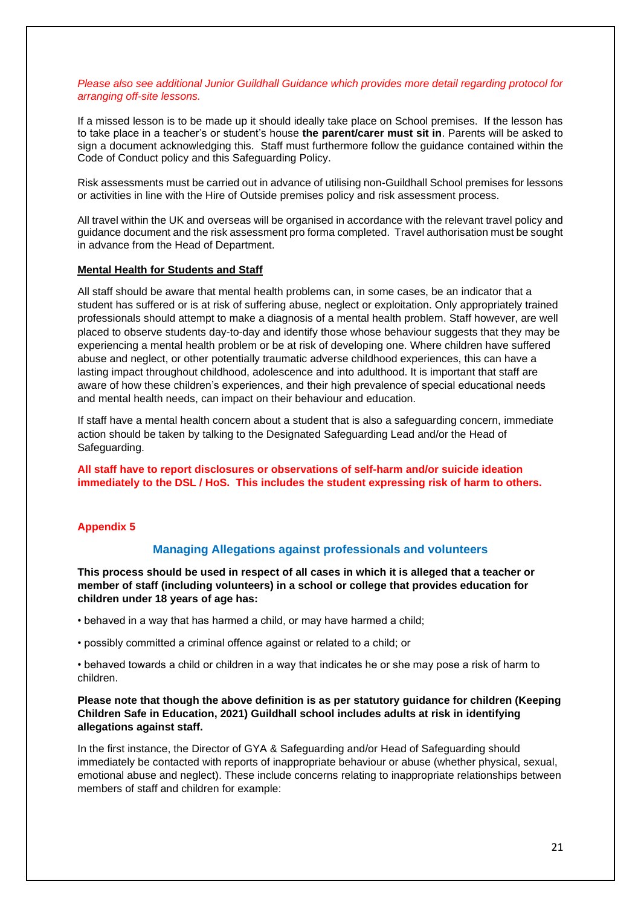*Please also see additional Junior Guildhall Guidance which provides more detail regarding protocol for arranging off-site lessons.*

If a missed lesson is to be made up it should ideally take place on School premises. If the lesson has to take place in a teacher's or student's house **the parent/carer must sit in**. Parents will be asked to sign a document acknowledging this. Staff must furthermore follow the guidance contained within the Code of Conduct policy and this Safeguarding Policy.

Risk assessments must be carried out in advance of utilising non-Guildhall School premises for lessons or activities in line with the Hire of Outside premises policy and risk assessment process.

All travel within the UK and overseas will be organised in accordance with the relevant travel policy and guidance document and the risk assessment pro forma completed. Travel authorisation must be sought in advance from the Head of Department.

**Mental Health for Students and Staff**

All staff should be aware that mental health problems can, in some cases, be an indicator that a student has suffered or is at risk of suffering abuse, neglect or exploitation. Only appropriately trained professionals should attempt to make a diagnosis of a mental health problem. Staff however, are well placed to observe students day-to-day and identify those whose behaviour suggests that they may be experiencing a mental health problem or be at risk of developing one. Where children have suffered abuse and neglect, or other potentially traumatic adverse childhood experiences, this can have a lasting impact throughout childhood, adolescence and into adulthood. It is important that staff are aware of how these children's experiences, and their high prevalence of special educational needs and mental health needs, can impact on their behaviour and education.

If staff have a mental health concern about a student that is also a safeguarding concern, immediate action should be taken by talking to the Designated Safeguarding Lead and/or the Head of Safeguarding.

**All staff have to report disclosures or observations of self-harm and/or suicide ideation immediately to the DSL / HoS. This includes the student expressing risk of harm to others.**

**Appendix 5**

## Managing Allegations against professionals and volunteers

**This process should be used in respect of all cases in which it is alleged that a teacher or member of staff (including volunteers) in a school or college that provides education for children under 18 years of age has:**

- behaved in a way that has harmed a child, or may have harmed a child;
- possibly committed a criminal offence against or related to a child; or
- behaved towards a child or children in a way that indicates he or she may pose a risk of harm to children.

**Please note that though the above definition is as per statutory guidance for children (Keeping Children Safe in Education, 2021) Guildhall school includes adults at risk in identifying allegations against staff.**

In the first instance, the Director of GYA & Safeguarding and/or Head of Safeguarding should immediately be contacted with reports of inappropriate behaviour or abuse (whether physical, sexual, emotional abuse and neglect). These include concerns relating to inappropriate relationships between members of staff and children for example: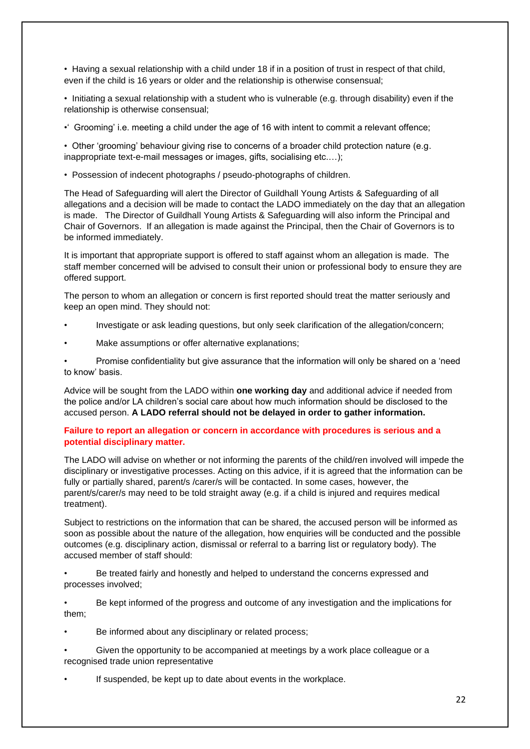- Having a sexual relationship with a child under 18 if in a position of trust in respect of that child, even if the child is 16 years or older and the relationship is otherwise consensual;
- Initiating a sexual relationship with a student who is vulnerable (e.g. through disability) even if the relationship is otherwise consensual;
- 'Grooming' i.e. meeting a child under the age of 16 with intent to commit a relevant offence;
- Other 'grooming' behaviour giving rise to concerns of a broader child protection nature (e.g. inappropriate text-e-mail messages or images, gifts, socialising etc.…);
- Possession of indecent photographs / pseudo-photographs of children.

The Head of Safeguarding will alert the Director of Guildhall Young Artists & Safeguarding of all allegations and a decision will be made to contact the LADO immediately on the day that an allegation is made. The Director of Guildhall Young Artists & Safeguarding will also inform the Principal and Chair of Governors. If an allegation is made against the Principal, then the Chair of Governors is to be informed immediately.

It is important that appropriate support is offered to staff against whom an allegation is made. The staff member concerned will be advised to consult their union or professional body to ensure they are offered support.

The person to whom an allegation or concern is first reported should treat the matter seriously and keep an open mind. They should not:

- Investigate or ask leading questions, but only seek clarification of the allegation/concern;
- Make assumptions or offer alternative explanations;
- Promise confidentiality but give assurance that the information will only be shared on a 'need to know' basis.

Advice will be sought from the LADO within **one working day** and additional advice if needed from the police and/or LA children's social care about how much information should be disclosed to the accused person. **A LADO referral should not be delayed in order to gather information.**

**Failure to report an allegation or concern in accordance with procedures is serious and a potential disciplinary matter.**

The LADO will advise on whether or not informing the parents of the child/ren involved will impede the disciplinary or investigative processes. Acting on this advice, if it is agreed that the information can be fully or partially shared, parent/s /carer/s will be contacted. In some cases, however, the parent/s/carer/s may need to be told straight away (e.g. if a child is injured and requires medical treatment).

Subject to restrictions on the information that can be shared, the accused person will be informed as soon as possible about the nature of the allegation, how enquiries will be conducted and the possible outcomes (e.g. disciplinary action, dismissal or referral to a barring list or regulatory body). The accused member of staff should:

- Be treated fairly and honestly and helped to understand the concerns expressed and processes involved;
- Be kept informed of the progress and outcome of any investigation and the implications for them;
- Be informed about any disciplinary or related process;
- Given the opportunity to be accompanied at meetings by a work place colleague or a recognised trade union representative
- If suspended, be kept up to date about events in the workplace.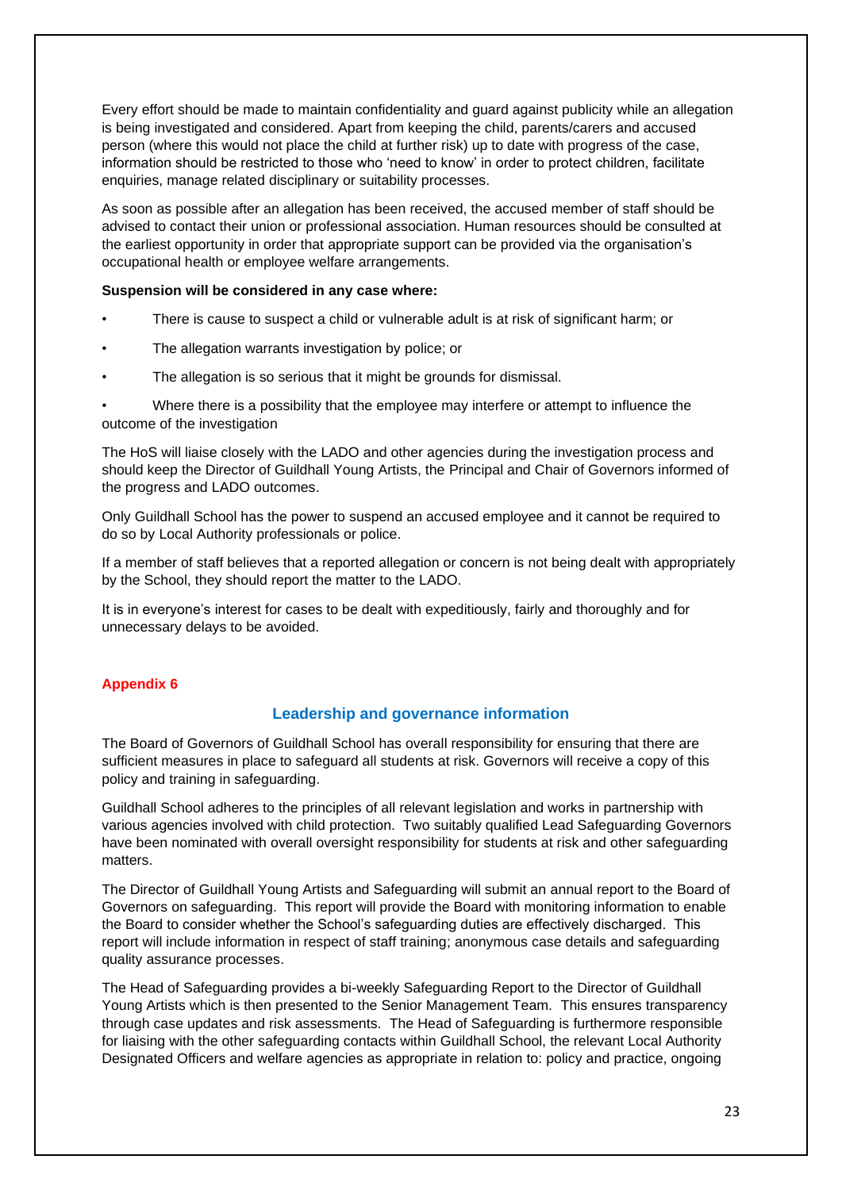Every effort should be made to maintain confidentiality and guard against publicity while an allegation is being investigated and considered. Apart from keeping the child, parents/carers and accused person (where this would not place the child at further risk) up to date with progress of the case, information should be restricted to those who 'need to know' in order to protect children, facilitate enquiries, manage related disciplinary or suitability processes.

As soon as possible after an allegation has been received, the accused member of staff should be advised to contact their union or professional association. Human resources should be consulted at the earliest opportunity in order that appropriate support can be provided via the organisation's occupational health or employee welfare arrangements.

**Suspension will be considered in any case where:**

- There is cause to suspect a child or vulnerable adult is at risk of significant harm; or
- The allegation warrants investigation by police; or
- The allegation is so serious that it might be grounds for dismissal.
- Where there is a possibility that the employee may interfere or attempt to influence the outcome of the investigation

The HoS will liaise closely with the LADO and other agencies during the investigation process and should keep the Director of Guildhall Young Artists, the Principal and Chair of Governors informed of the progress and LADO outcomes.

Only Guildhall School has the power to suspend an accused employee and it cannot be required to do so by Local Authority professionals or police.

If a member of staff believes that a reported allegation or concern is not being dealt with appropriately by the School, they should report the matter to the LADO.

It is in everyone's interest for cases to be dealt with expeditiously, fairly and thoroughly and for unnecessary delays to be avoided.

**Appendix 6**

## Leadership and governance information

The Board of Governors of Guildhall School has overall responsibility for ensuring that there are sufficient measures in place to safeguard all students at risk. Governors will receive a copy of this policy and training in safeguarding.

Guildhall School adheres to the principles of all relevant legislation and works in partnership with various agencies involved with child protection. Two suitably qualified Lead Safeguarding Governors have been nominated with overall oversight responsibility for students at risk and other safeguarding matters.

The Director of Guildhall Young Artists and Safeguarding will submit an annual report to the Board of Governors on safeguarding. This report will provide the Board with monitoring information to enable the Board to consider whether the School's safeguarding duties are effectively discharged. This report will include information in respect of staff training; anonymous case details and safeguarding quality assurance processes.

The Head of Safeguarding provides a bi-weekly Safeguarding Report to the Director of Guildhall Young Artists which is then presented to the Senior Management Team. This ensures transparency through case updates and risk assessments. The Head of Safeguarding is furthermore responsible for liaising with the other safeguarding contacts within Guildhall School, the relevant Local Authority Designated Officers and welfare agencies as appropriate in relation to: policy and practice, ongoing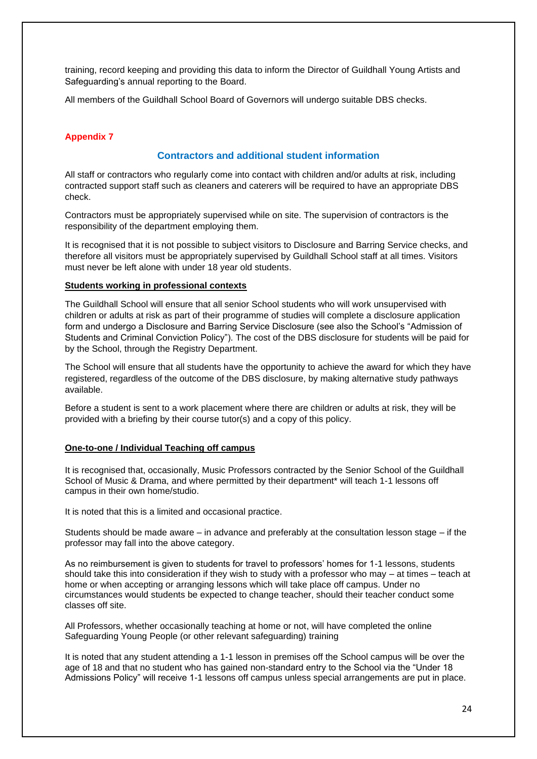training, record keeping and providing this data to inform the Director of Guildhall Young Artists and Safeguarding's annual reporting to the Board.

All members of the Guildhall School Board of Governors will undergo suitable DBS checks.

**Appendix 7**

## Contractors and additional student information

All staff or contractors who regularly come into contact with children and/or adults at risk, including contracted support staff such as cleaners and caterers will be required to have an appropriate DBS check.

Contractors must be appropriately supervised while on site. The supervision of contractors is the responsibility of the department employing them.

It is recognised that it is not possible to subject visitors to Disclosure and Barring Service checks, and therefore all visitors must be appropriately supervised by Guildhall School staff at all times. Visitors must never be left alone with under 18 year old students.

**Students working in professional contexts**

The Guildhall School will ensure that all senior School students who will work unsupervised with children or adults at risk as part of their programme of studies will complete a disclosure application form and undergo a Disclosure and Barring Service Disclosure (see also the School's "Admission of Students and Criminal Conviction Policy"). The cost of the DBS disclosure for students will be paid for by the School, through the Registry Department.

The School will ensure that all students have the opportunity to achieve the award for which they have registered, regardless of the outcome of the DBS disclosure, by making alternative study pathways available.

Before a student is sent to a work placement where there are children or adults at risk, they will be provided with a briefing by their course tutor(s) and a copy of this policy.

**One-to-one / Individual Teaching off campus**

It is recognised that, occasionally, Music Professors contracted by the Senior School of the Guildhall School of Music & Drama, and where permitted by their department* will teach 1-1 lessons off campus in their own home/studio.

It is noted that this is a limited and occasional practice.

Students should be made aware – in advance and preferably at the consultation lesson stage – if the professor may fall into the above category.

As no reimbursement is given to students for travel to professors' homes for 1-1 lessons, students should take this into consideration if they wish to study with a professor who may – at times – teach at home or when accepting or arranging lessons which will take place off campus. Under no circumstances would students be expected to change teacher, should their teacher conduct some classes off site.

All Professors, whether occasionally teaching at home or not, will have completed the online Safeguarding Young People (or other relevant safeguarding) training

It is noted that any student attending a 1-1 lesson in premises off the School campus will be over the age of 18 and that no student who has gained non-standard entry to the School via the "Under 18 Admissions Policy" will receive 1-1 lessons off campus unless special arrangements are put in place.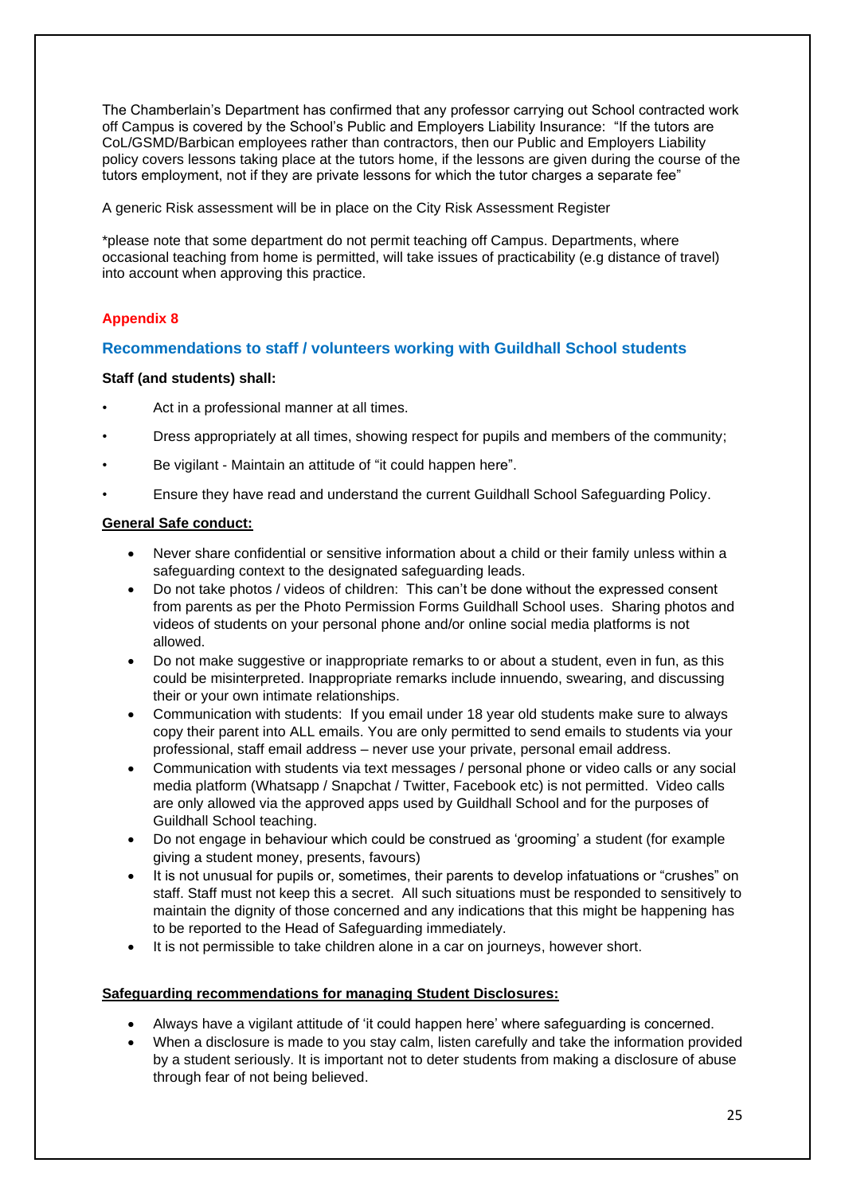The Chamberlain's Department has confirmed that any professor carrying out School contracted work off Campus is covered by the School's Public and Employers Liability Insurance: "If the tutors are CoL/GSMD/Barbican employees rather than contractors, then our Public and Employers Liability policy covers lessons taking place at the tutors home, if the lessons are given during the course of the tutors employment, not if they are private lessons for which the tutor charges a separate fee"

A generic Risk assessment will be in place on the City Risk Assessment Register

*please note that some department do not permit teaching off Campus. Departments, where occasional teaching from home is permitted, will take issues of practicability (e.g distance of travel) into account when approving this practice.

## Appendix 8

## Recommendations to staff / volunteers working with Guildhall School students

**Staff (and students) shall:**

- Act in a professional manner at all times.
- Dress appropriately at all times, showing respect for pupils and members of the community;
- Be vigilant - Maintain an attitude of "it could happen here".
- Ensure they have read and understand the current Guildhall School Safeguarding Policy.

**General Safe conduct:**

- Never share confidential or sensitive information about a child or their family unless within a safeguarding context to the designated safeguarding leads.
- Do not take photos / videos of children: This can't be done without the expressed consent from parents as per the Photo Permission Forms Guildhall School uses. Sharing photos and videos of students on your personal phone and/or online social media platforms is not allowed.
- Do not make suggestive or inappropriate remarks to or about a student, even in fun, as this could be misinterpreted. Inappropriate remarks include innuendo, swearing, and discussing their or your own intimate relationships.
- Communication with students: If you email under 18 year old students make sure to always copy their parent into ALL emails. You are only permitted to send emails to students via your professional, staff email address – never use your private, personal email address.
- Communication with students via text messages / personal phone or video calls or any social media platform (Whatsapp / Snapchat / Twitter, Facebook etc) is not permitted. Video calls are only allowed via the approved apps used by Guildhall School and for the purposes of Guildhall School teaching.
- Do not engage in behaviour which could be construed as 'grooming' a student (for example giving a student money, presents, favours)
- It is not unusual for pupils or, sometimes, their parents to develop infatuations or "crushes" on staff. Staff must not keep this a secret. All such situations must be responded to sensitively to maintain the dignity of those concerned and any indications that this might be happening has to be reported to the Head of Safeguarding immediately.
- It is not permissible to take children alone in a car on journeys, however short.

**Safeguarding recommendations for managing Student Disclosures:**

- Always have a vigilant attitude of 'it could happen here' where safeguarding is concerned.
- When a disclosure is made to you stay calm, listen carefully and take the information provided by a student seriously. It is important not to deter students from making a disclosure of abuse through fear of not being believed.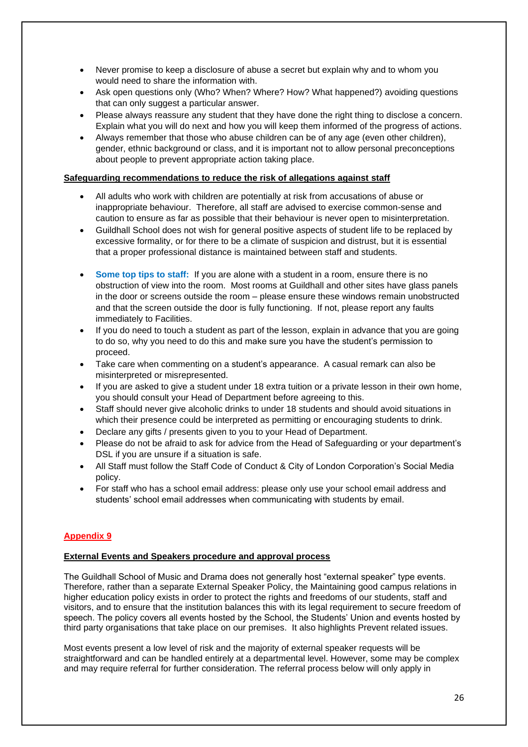- Never promise to keep a disclosure of abuse a secret but explain why and to whom you would need to share the information with.
- Ask open questions only (Who? When? Where? How? What happened?) avoiding questions that can only suggest a particular answer.
- Please always reassure any student that they have done the right thing to disclose a concern. Explain what you will do next and how you will keep them informed of the progress of actions.
- Always remember that those who abuse children can be of any age (even other children), gender, ethnic background or class, and it is important not to allow personal preconceptions about people to prevent appropriate action taking place.

**Safeguarding recommendations to reduce the risk of allegations against staff**

- All adults who work with children are potentially at risk from accusations of abuse or inappropriate behaviour. Therefore, all staff are advised to exercise common-sense and caution to ensure as far as possible that their behaviour is never open to misinterpretation.
- Guildhall School does not wish for general positive aspects of student life to be replaced by excessive formality, or for there to be a climate of suspicion and distrust, but it is essential that a proper professional distance is maintained between staff and students.

- **Some top tips to staff:** If you are alone with a student in a room, ensure there is no obstruction of view into the room. Most rooms at Guildhall and other sites have glass panels in the door or screens outside the room – please ensure these windows remain unobstructed and that the screen outside the door is fully functioning. If not, please report any faults immediately to Facilities.
- If you do need to touch a student as part of the lesson, explain in advance that you are going to do so, why you need to do this and make sure you have the student's permission to proceed.
- Take care when commenting on a student's appearance. A casual remark can also be misinterpreted or misrepresented.
- If you are asked to give a student under 18 extra tuition or a private lesson in their own home, you should consult your Head of Department before agreeing to this.
- Staff should never give alcoholic drinks to under 18 students and should avoid situations in which their presence could be interpreted as permitting or encouraging students to drink.
- Declare any gifts / presents given to you to your Head of Department.
- Please do not be afraid to ask for advice from the Head of Safeguarding or your department's DSL if you are unsure if a situation is safe.
- All Staff must follow the Staff Code of Conduct & City of London Corporation's Social Media policy.
- For staff who has a school email address: please only use your school email address and students' school email addresses when communicating with students by email.

## Appendix 9

**External Events and Speakers procedure and approval process**

The Guildhall School of Music and Drama does not generally host "external speaker" type events. Therefore, rather than a separate External Speaker Policy, the Maintaining good campus relations in higher education policy exists in order to protect the rights and freedoms of our students, staff and visitors, and to ensure that the institution balances this with its legal requirement to secure freedom of speech. The policy covers all events hosted by the School, the Students' Union and events hosted by third party organisations that take place on our premises. It also highlights Prevent related issues.

Most events present a low level of risk and the majority of external speaker requests will be straightforward and can be handled entirely at a departmental level. However, some may be complex and may require referral for further consideration. The referral process below will only apply in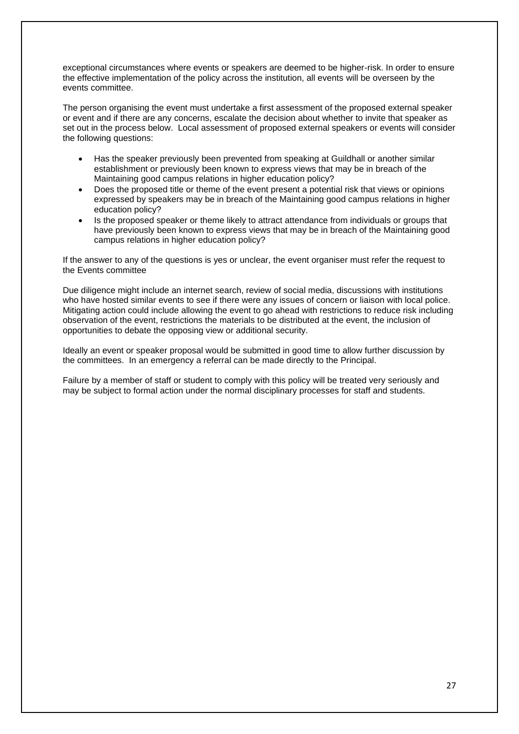exceptional circumstances where events or speakers are deemed to be higher-risk. In order to ensure the effective implementation of the policy across the institution, all events will be overseen by the events committee.

The person organising the event must undertake a first assessment of the proposed external speaker or event and if there are any concerns, escalate the decision about whether to invite that speaker as set out in the process below. Local assessment of proposed external speakers or events will consider the following questions:

- Has the speaker previously been prevented from speaking at Guildhall or another similar establishment or previously been known to express views that may be in breach of the Maintaining good campus relations in higher education policy?
- Does the proposed title or theme of the event present a potential risk that views or opinions expressed by speakers may be in breach of the Maintaining good campus relations in higher education policy?
- Is the proposed speaker or theme likely to attract attendance from individuals or groups that have previously been known to express views that may be in breach of the Maintaining good campus relations in higher education policy?

If the answer to any of the questions is yes or unclear, the event organiser must refer the request to the Events committee

Due diligence might include an internet search, review of social media, discussions with institutions who have hosted similar events to see if there were any issues of concern or liaison with local police. Mitigating action could include allowing the event to go ahead with restrictions to reduce risk including observation of the event, restrictions the materials to be distributed at the event, the inclusion of opportunities to debate the opposing view or additional security.

Ideally an event or speaker proposal would be submitted in good time to allow further discussion by the committees. In an emergency a referral can be made directly to the Principal.

Failure by a member of staff or student to comply with this policy will be treated very seriously and may be subject to formal action under the normal disciplinary processes for staff and students.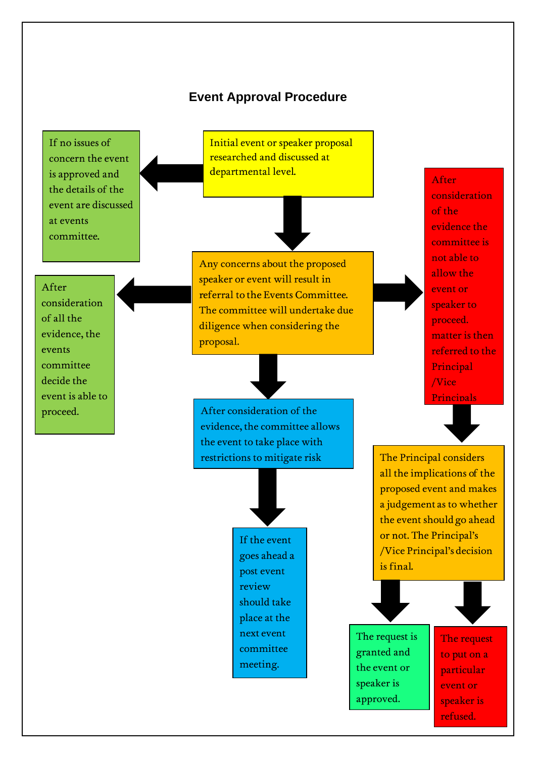## Event Approval Procedure

Initial event or speaker proposal researched and discussed at departmental level.

If no issues of concern the event is approved and the details of the event are discussed at events committee.

Any concerns about the proposed speaker or event will result in referral to the Events Committee. The committee will undertake due diligence when considering the proposal.

After consideration of all the evidence, the events committee decide the event is able to proceed.

After consideration of the evidence, the committee allows the event to take place with restrictions to mitigate risk

If the event goes ahead a post event review should take place at the next event committee meeting.

After consideration of the evidence the committee is not able to allow the event or speaker to proceed. matter is then referred to the Principal /Vice Principals

The Principal considers all the implications of the proposed event and makes a judgement as to whether the event should go ahead or not. The Principal's /Vice Principal's decision is final.

The request is granted and the event or speaker is approved.

The request to put on a particular event or speaker is refused.